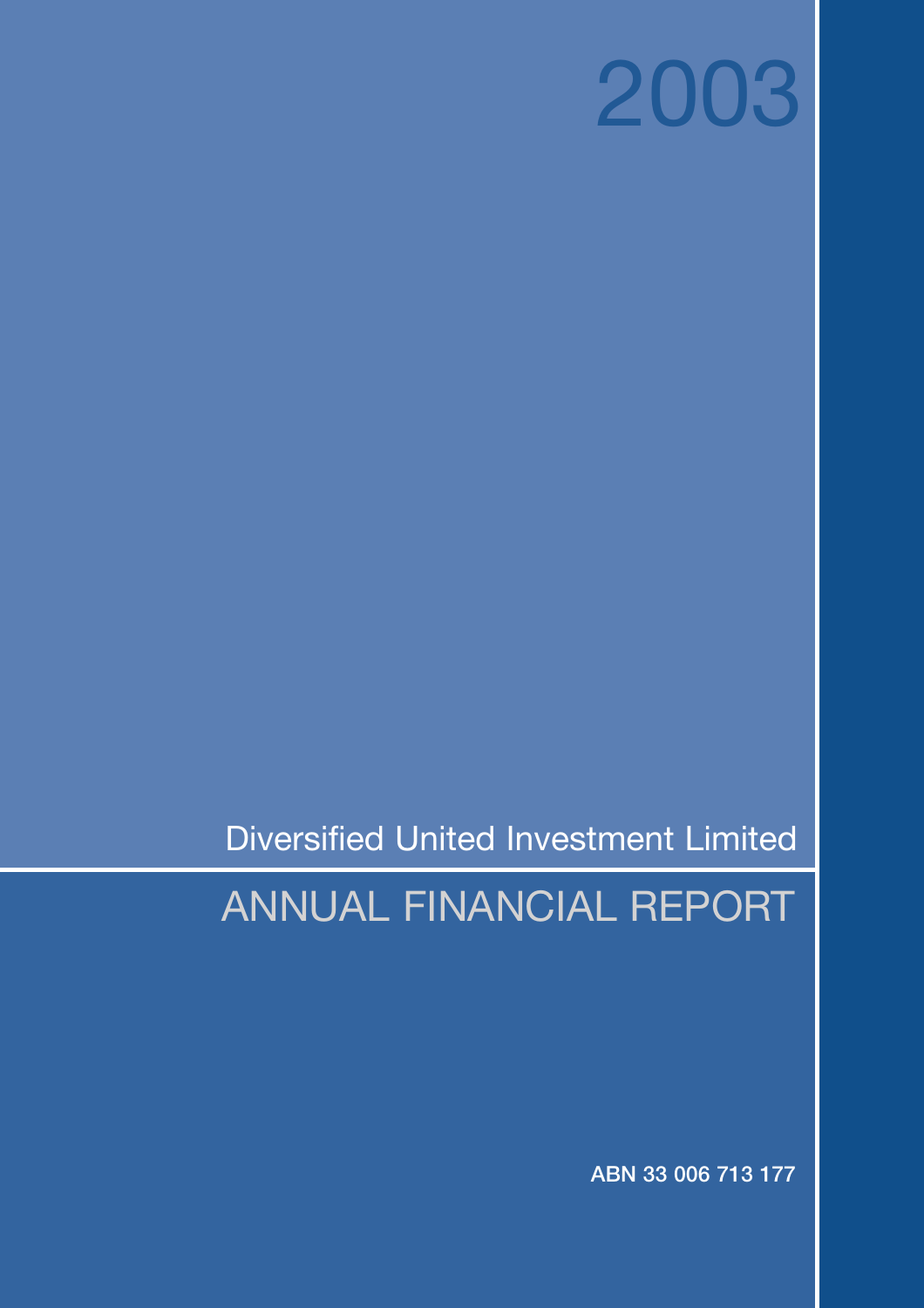# 2003

## Diversified United Investment Limited

## ANNUAL FINANCIAL REPORT

**ABN 33 006 713 177**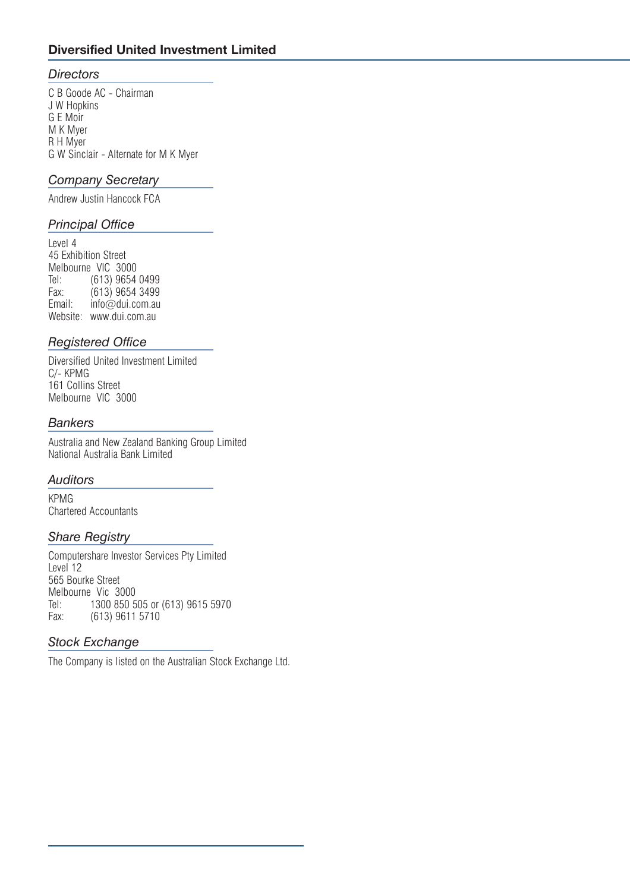# Diversified United Investment Limited

## *Directors*

C B Goode AC - Chairman
J W Hopkins
G E Moir
M K Myer
R H Myer
G W Sinclair - Alternate for M K Myer

## *Company Secretary*

Andrew Justin Hancock FCA

## *Principal Office*

Level 4
45 Exhibition Street
Melbourne VIC 3000
Tel: (613) 9654 0499
Fax: (613) 9654 3499
Email: info@dui.com.au
Website: www.dui.com.au

## *Registered Office*

Diversified United Investment Limited
C/- KPMG
161 Collins Street
Melbourne VIC 3000

## *Bankers*

Australia and New Zealand Banking Group Limited
National Australia Bank Limited

## *Auditors*

KPMG
Chartered Accountants

## *Share Registry*

Computershare Investor Services Pty Limited
Level 12
565 Bourke Street
Melbourne Vic 3000
Tel: 1300 850 505 or (613) 9615 5970
Fax: (613) 9611 5710

## *Stock Exchange*

The Company is listed on the Australian Stock Exchange Ltd.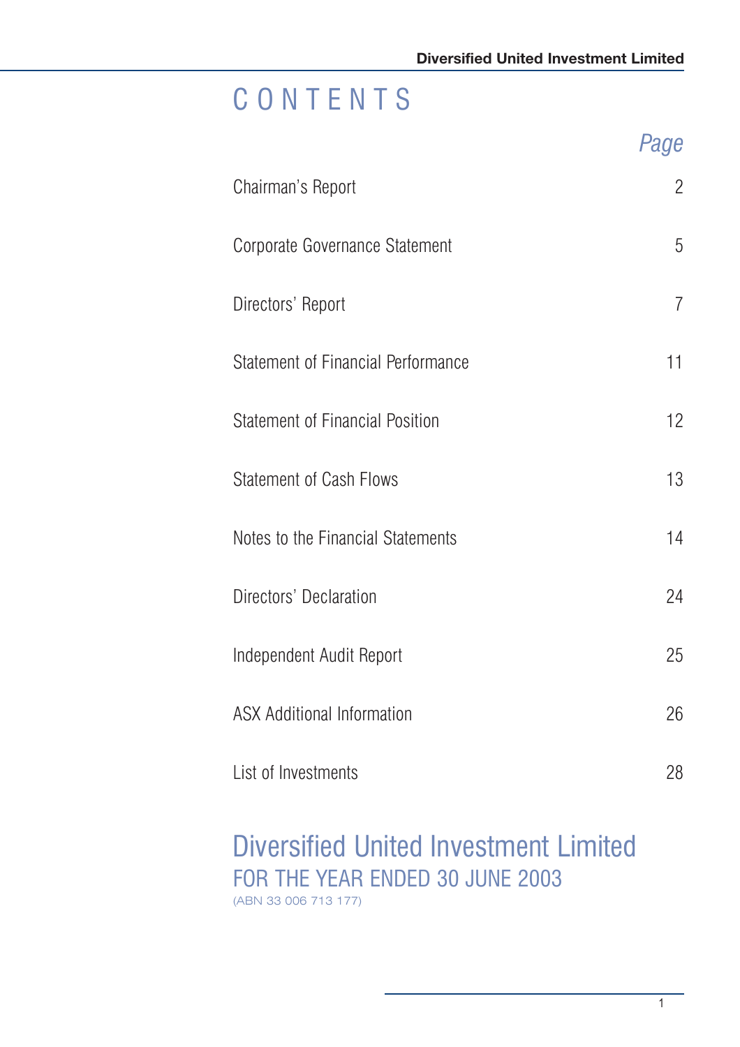# CONTENTS

| | *Page* |
|---|---|
| Chairman's Report | 2 |
| Corporate Governance Statement | 5 |
| Directors' Report | 7 |
| Statement of Financial Performance | 11 |
| Statement of Financial Position | 12 |
| Statement of Cash Flows | 13 |
| Notes to the Financial Statements | 14 |
| Directors' Declaration | 24 |
| Independent Audit Report | 25 |
| ASX Additional Information | 26 |
| List of Investments | 28 |

## Diversified United Investment Limited

FOR THE YEAR ENDED 30 JUNE 2003

(ABN 33 006 713 177)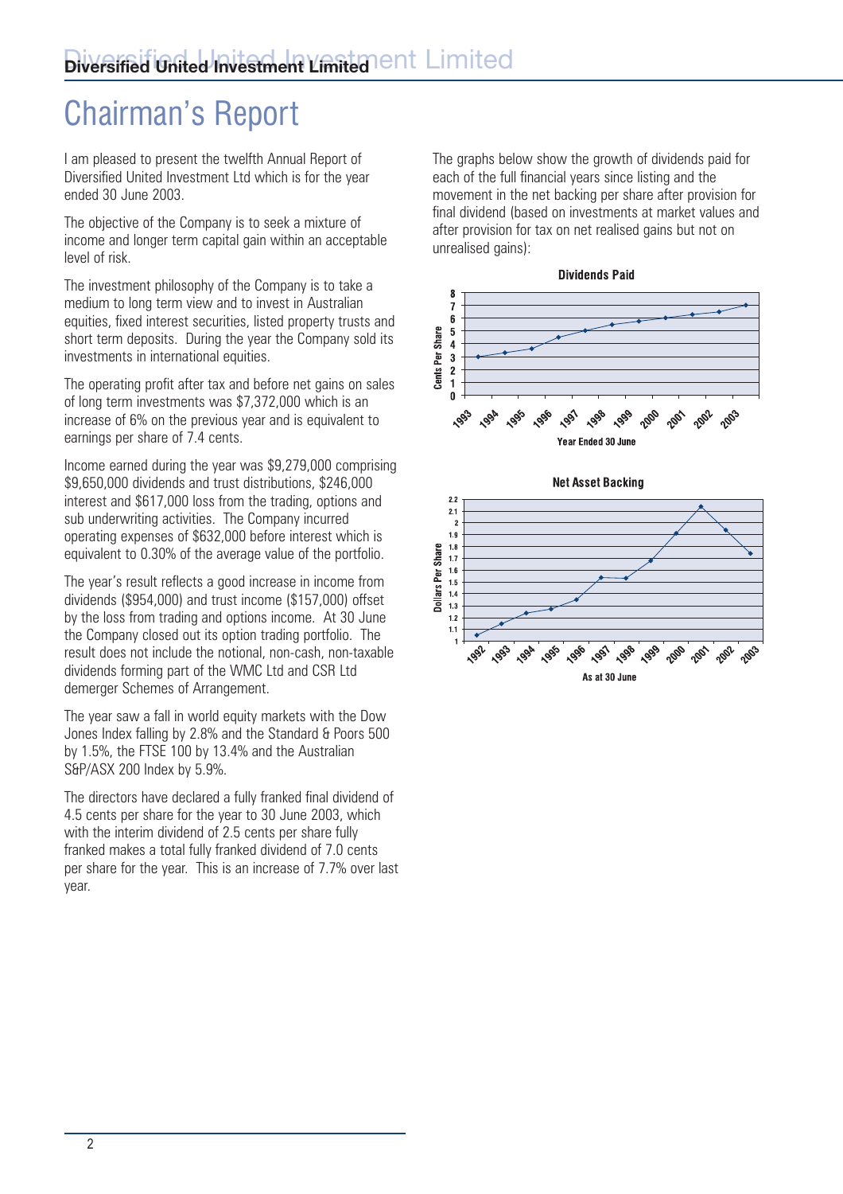# Chairman's Report

I am pleased to present the twelfth Annual Report of Diversified United Investment Ltd which is for the year ended 30 June 2003.

The objective of the Company is to seek a mixture of income and longer term capital gain within an acceptable level of risk.

The investment philosophy of the Company is to take a medium to long term view and to invest in Australian equities, fixed interest securities, listed property trusts and short term deposits. During the year the Company sold its investments in international equities.

The operating profit after tax and before net gains on sales of long term investments was $7,372,000 which is an increase of 6% on the previous year and is equivalent to earnings per share of 7.4 cents.

Income earned during the year was $9,279,000 comprising $9,650,000 dividends and trust distributions, $246,000 interest and $617,000 loss from the trading, options and sub underwriting activities. The Company incurred operating expenses of $632,000 before interest which is equivalent to 0.30% of the average value of the portfolio.

The year's result reflects a good increase in income from dividends ($954,000) and trust income ($157,000) offset by the loss from trading and options income. At 30 June the Company closed out its option trading portfolio. The result does not include the notional, non-cash, non-taxable dividends forming part of the WMC Ltd and CSR Ltd demerger Schemes of Arrangement.

The year saw a fall in world equity markets with the Dow Jones Index falling by 2.8% and the Standard & Poors 500 by 1.5%, the FTSE 100 by 13.4% and the Australian S&P/ASX 200 Index by 5.9%.

The directors have declared a fully franked final dividend of 4.5 cents per share for the year to 30 June 2003, which with the interim dividend of 2.5 cents per share fully franked makes a total fully franked dividend of 7.0 cents per share for the year. This is an increase of 7.7% over last year.

The graphs below show the growth of dividends paid for each of the full financial years since listing and the movement in the net backing per share after provision for final dividend (based on investments at market values and after provision for tax on net realised gains but not on unrealised gains):

**Dividends Paid**

Cents Per Share — Year Ended 30 June (1993–2003)

**Net Asset Backing**

Dollars Per Share — As at 30 June (1992–2003)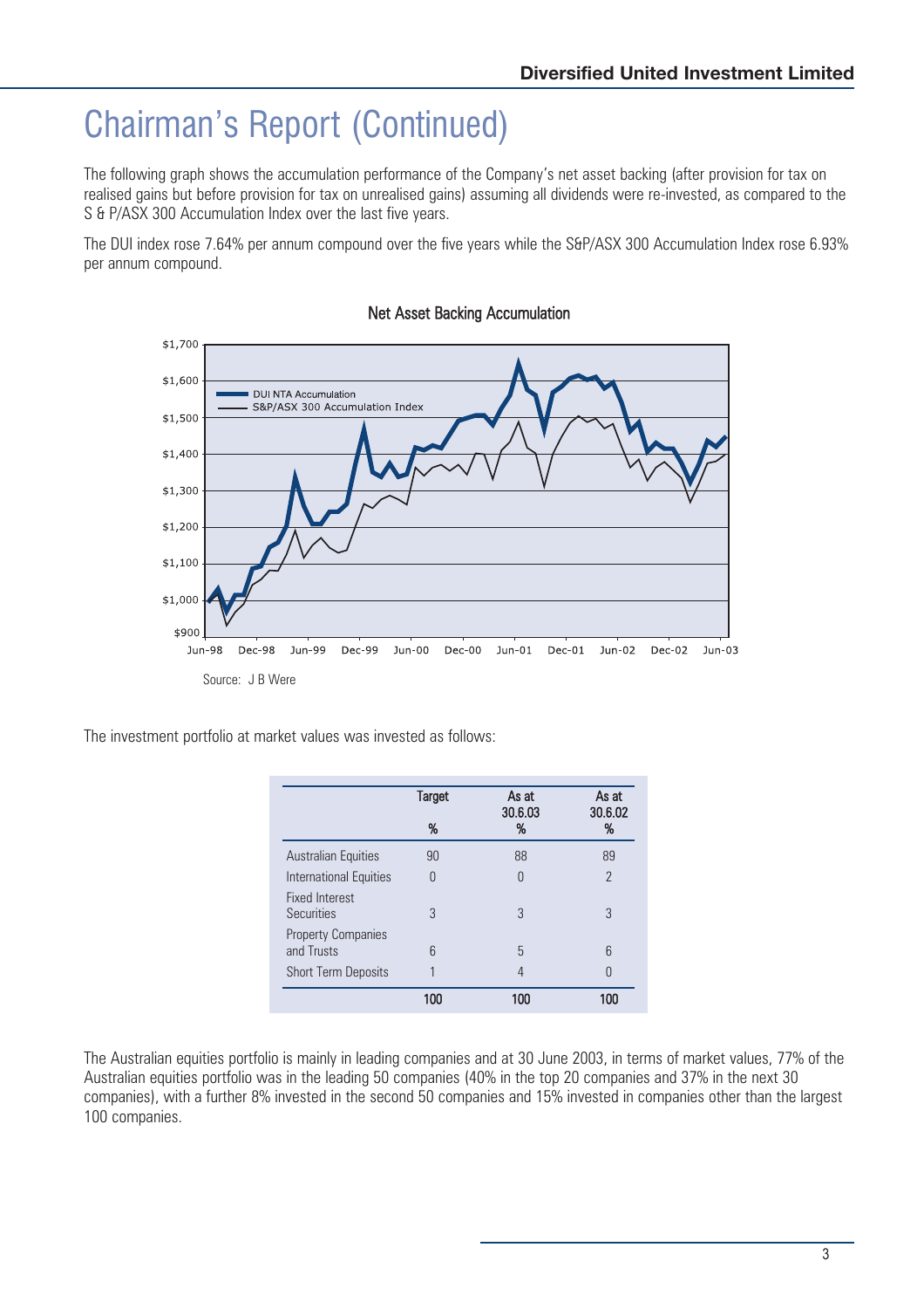# Chairman's Report (Continued)

The following graph shows the accumulation performance of the Company's net asset backing (after provision for tax on realised gains but before provision for tax on unrealised gains) assuming all dividends were re-invested, as compared to the S & P/ASX 300 Accumulation Index over the last five years.

The DUI index rose 7.64% per annum compound over the five years while the S&P/ASX 300 Accumulation Index rose 6.93% per annum compound.

**Net Asset Backing Accumulation**

Source: J B Were

The investment portfolio at market values was invested as follows:

| | Target % | As at 30.6.03 % | As at 30.6.02 % |
|---|---|---|---|
| Australian Equities | 90 | 88 | 89 |
| International Equities | 0 | 0 | 2 |
| Fixed Interest Securities | 3 | 3 | 3 |
| Property Companies and Trusts | 6 | 5 | 6 |
| Short Term Deposits | 1 | 4 | 0 |
| | **100** | **100** | **100** |

The Australian equities portfolio is mainly in leading companies and at 30 June 2003, in terms of market values, 77% of the Australian equities portfolio was in the leading 50 companies (40% in the top 20 companies and 37% in the next 30 companies), with a further 8% invested in the second 50 companies and 15% invested in companies other than the largest 100 companies.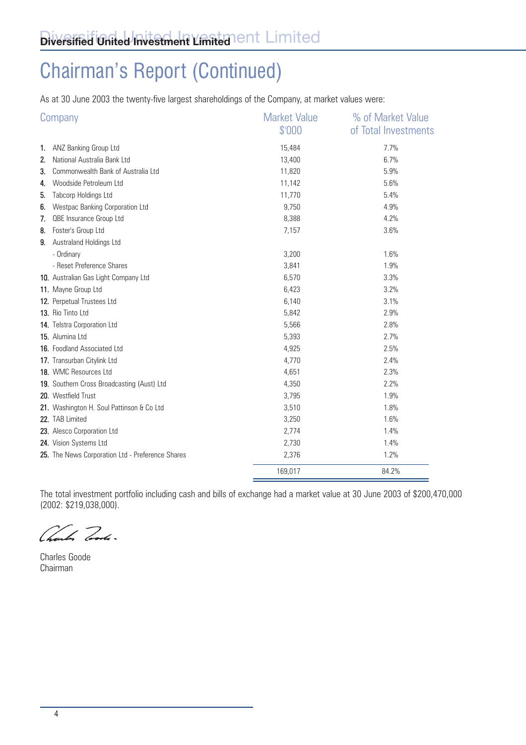# Chairman's Report (Continued)

As at 30 June 2003 the twenty-five largest shareholdings of the Company, at market values were:

| | Company | Market Value $'000 | % of Market Value of Total Investments |
|---|---|---|---|
| 1. | ANZ Banking Group Ltd | 15,484 | 7.7% |
| 2. | National Australia Bank Ltd | 13,400 | 6.7% |
| 3. | Commonwealth Bank of Australia Ltd | 11,820 | 5.9% |
| 4. | Woodside Petroleum Ltd | 11,142 | 5.6% |
| 5. | Tabcorp Holdings Ltd | 11,770 | 5.4% |
| 6. | Westpac Banking Corporation Ltd | 9,750 | 4.9% |
| 7. | QBE Insurance Group Ltd | 8,388 | 4.2% |
| 8. | Foster's Group Ltd | 7,157 | 3.6% |
| 9. | Australand Holdings Ltd | | |
| | - Ordinary | 3,200 | 1.6% |
| | - Reset Preference Shares | 3,841 | 1.9% |
| 10. | Australian Gas Light Company Ltd | 6,570 | 3.3% |
| 11. | Mayne Group Ltd | 6,423 | 3.2% |
| 12. | Perpetual Trustees Ltd | 6,140 | 3.1% |
| 13. | Rio Tinto Ltd | 5,842 | 2.9% |
| 14. | Telstra Corporation Ltd | 5,566 | 2.8% |
| 15. | Alumina Ltd | 5,393 | 2.7% |
| 16. | Foodland Associated Ltd | 4,925 | 2.5% |
| 17. | Transurban Citylink Ltd | 4,770 | 2.4% |
| 18. | WMC Resources Ltd | 4,651 | 2.3% |
| 19. | Southern Cross Broadcasting (Aust) Ltd | 4,350 | 2.2% |
| 20. | Westfield Trust | 3,795 | 1.9% |
| 21. | Washington H. Soul Pattinson & Co Ltd | 3,510 | 1.8% |
| 22. | TAB Limited | 3,250 | 1.6% |
| 23. | Alesco Corporation Ltd | 2,774 | 1.4% |
| 24. | Vision Systems Ltd | 2,730 | 1.4% |
| 25. | The News Corporation Ltd - Preference Shares | 2,376 | 1.2% |
| | | 169,017 | 84.2% |

The total investment portfolio including cash and bills of exchange had a market value at 30 June 2003 of $200,470,000 (2002: $219,038,000).

Charles Goode
Chairman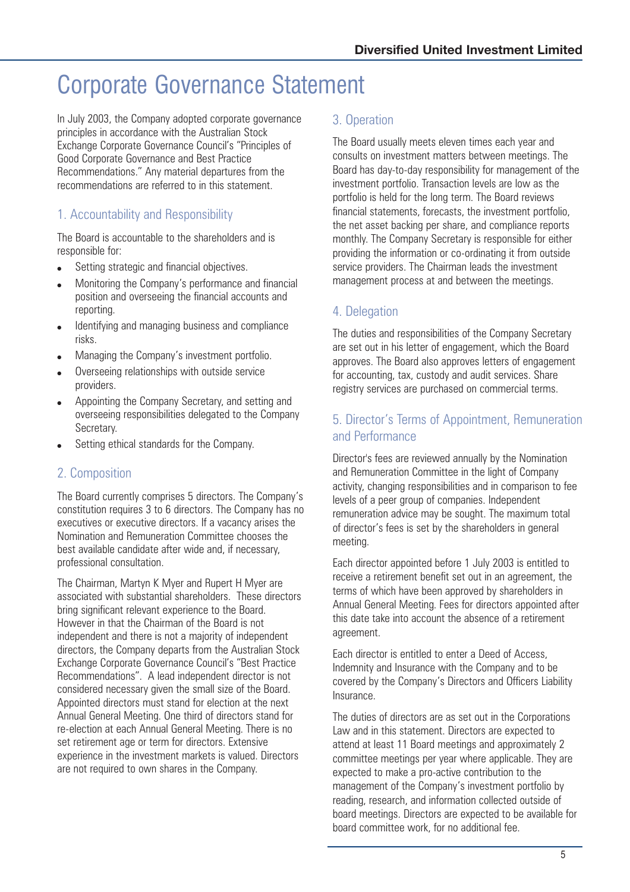# Corporate Governance Statement

In July 2003, the Company adopted corporate governance principles in accordance with the Australian Stock Exchange Corporate Governance Council's "Principles of Good Corporate Governance and Best Practice Recommendations." Any material departures from the recommendations are referred to in this statement.

## 1. Accountability and Responsibility

The Board is accountable to the shareholders and is responsible for:

- Setting strategic and financial objectives.
- Monitoring the Company's performance and financial position and overseeing the financial accounts and reporting.
- Identifying and managing business and compliance risks.
- Managing the Company's investment portfolio.
- Overseeing relationships with outside service providers.
- Appointing the Company Secretary, and setting and overseeing responsibilities delegated to the Company Secretary.
- Setting ethical standards for the Company.

## 2. Composition

The Board currently comprises 5 directors. The Company's constitution requires 3 to 6 directors. The Company has no executives or executive directors. If a vacancy arises the Nomination and Remuneration Committee chooses the best available candidate after wide and, if necessary, professional consultation.

The Chairman, Martyn K Myer and Rupert H Myer are associated with substantial shareholders. These directors bring significant relevant experience to the Board. However in that the Chairman of the Board is not independent and there is not a majority of independent directors, the Company departs from the Australian Stock Exchange Corporate Governance Council's "Best Practice Recommendations". A lead independent director is not considered necessary given the small size of the Board. Appointed directors must stand for election at the next Annual General Meeting. One third of directors stand for re-election at each Annual General Meeting. There is no set retirement age or term for directors. Extensive experience in the investment markets is valued. Directors are not required to own shares in the Company.

## 3. Operation

The Board usually meets eleven times each year and consults on investment matters between meetings. The Board has day-to-day responsibility for management of the investment portfolio. Transaction levels are low as the portfolio is held for the long term. The Board reviews financial statements, forecasts, the investment portfolio, the net asset backing per share, and compliance reports monthly. The Company Secretary is responsible for either providing the information or co-ordinating it from outside service providers. The Chairman leads the investment management process at and between the meetings.

## 4. Delegation

The duties and responsibilities of the Company Secretary are set out in his letter of engagement, which the Board approves. The Board also approves letters of engagement for accounting, tax, custody and audit services. Share registry services are purchased on commercial terms.

## 5. Director's Terms of Appointment, Remuneration and Performance

Director's fees are reviewed annually by the Nomination and Remuneration Committee in the light of Company activity, changing responsibilities and in comparison to fee levels of a peer group of companies. Independent remuneration advice may be sought. The maximum total of director's fees is set by the shareholders in general meeting.

Each director appointed before 1 July 2003 is entitled to receive a retirement benefit set out in an agreement, the terms of which have been approved by shareholders in Annual General Meeting. Fees for directors appointed after this date take into account the absence of a retirement agreement.

Each director is entitled to enter a Deed of Access, Indemnity and Insurance with the Company and to be covered by the Company's Directors and Officers Liability Insurance.

The duties of directors are as set out in the Corporations Law and in this statement. Directors are expected to attend at least 11 Board meetings and approximately 2 committee meetings per year where applicable. They are expected to make a pro-active contribution to the management of the Company's investment portfolio by reading, research, and information collected outside of board meetings. Directors are expected to be available for board committee work, for no additional fee.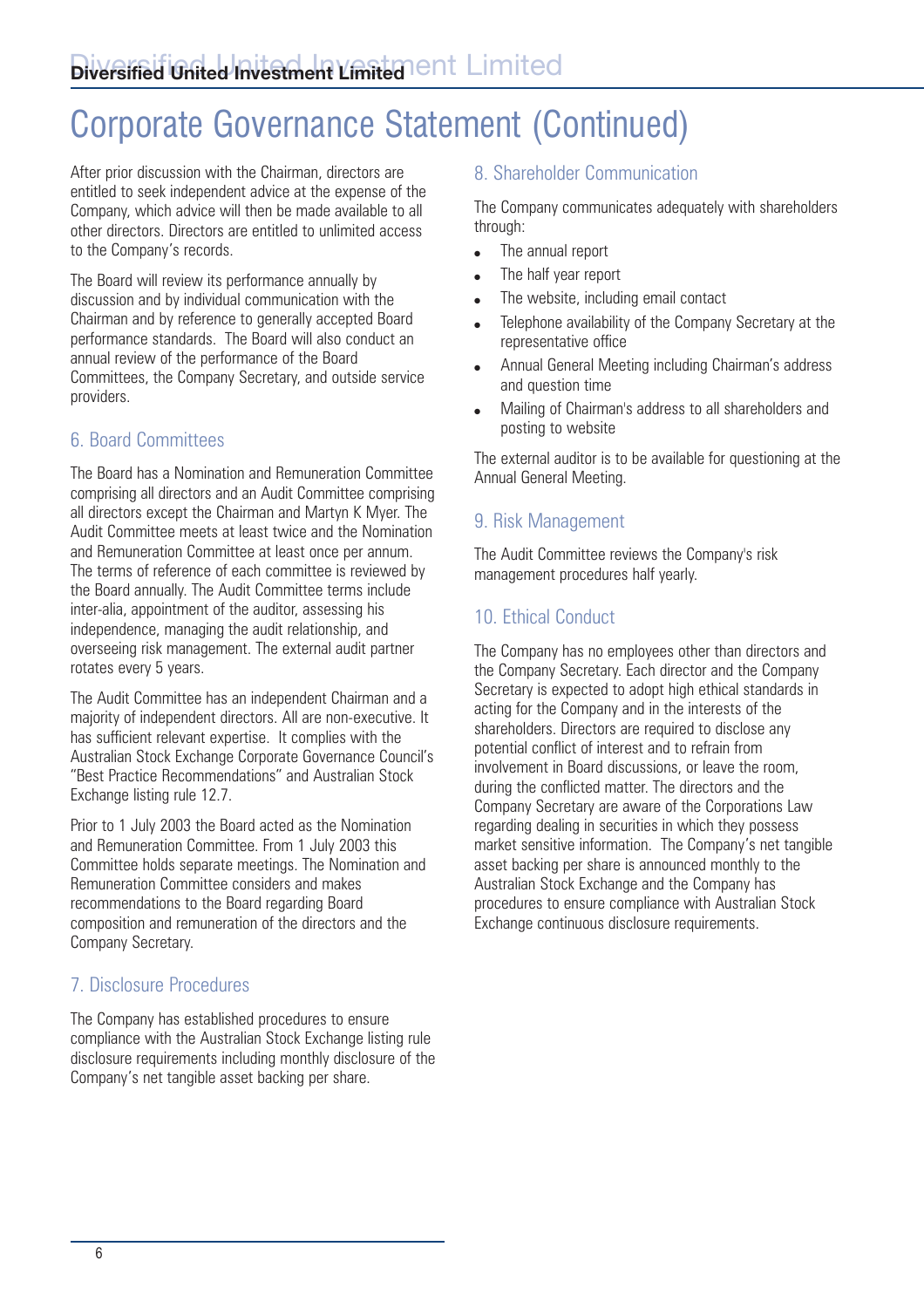# Corporate Governance Statement (Continued)

After prior discussion with the Chairman, directors are entitled to seek independent advice at the expense of the Company, which advice will then be made available to all other directors. Directors are entitled to unlimited access to the Company's records.

The Board will review its performance annually by discussion and by individual communication with the Chairman and by reference to generally accepted Board performance standards. The Board will also conduct an annual review of the performance of the Board Committees, the Company Secretary, and outside service providers.

## 6. Board Committees

The Board has a Nomination and Remuneration Committee comprising all directors and an Audit Committee comprising all directors except the Chairman and Martyn K Myer. The Audit Committee meets at least twice and the Nomination and Remuneration Committee at least once per annum. The terms of reference of each committee is reviewed by the Board annually. The Audit Committee terms include inter-alia, appointment of the auditor, assessing his independence, managing the audit relationship, and overseeing risk management. The external audit partner rotates every 5 years.

The Audit Committee has an independent Chairman and a majority of independent directors. All are non-executive. It has sufficient relevant expertise. It complies with the Australian Stock Exchange Corporate Governance Council's "Best Practice Recommendations" and Australian Stock Exchange listing rule 12.7.

Prior to 1 July 2003 the Board acted as the Nomination and Remuneration Committee. From 1 July 2003 this Committee holds separate meetings. The Nomination and Remuneration Committee considers and makes recommendations to the Board regarding Board composition and remuneration of the directors and the Company Secretary.

## 7. Disclosure Procedures

The Company has established procedures to ensure compliance with the Australian Stock Exchange listing rule disclosure requirements including monthly disclosure of the Company's net tangible asset backing per share.

## 8. Shareholder Communication

The Company communicates adequately with shareholders through:

- The annual report
- The half year report
- The website, including email contact
- Telephone availability of the Company Secretary at the representative office
- Annual General Meeting including Chairman's address and question time
- Mailing of Chairman's address to all shareholders and posting to website

The external auditor is to be available for questioning at the Annual General Meeting.

## 9. Risk Management

The Audit Committee reviews the Company's risk management procedures half yearly.

## 10. Ethical Conduct

The Company has no employees other than directors and the Company Secretary. Each director and the Company Secretary is expected to adopt high ethical standards in acting for the Company and in the interests of the shareholders. Directors are required to disclose any potential conflict of interest and to refrain from involvement in Board discussions, or leave the room, during the conflicted matter. The directors and the Company Secretary are aware of the Corporations Law regarding dealing in securities in which they possess market sensitive information. The Company's net tangible asset backing per share is announced monthly to the Australian Stock Exchange and the Company has procedures to ensure compliance with Australian Stock Exchange continuous disclosure requirements.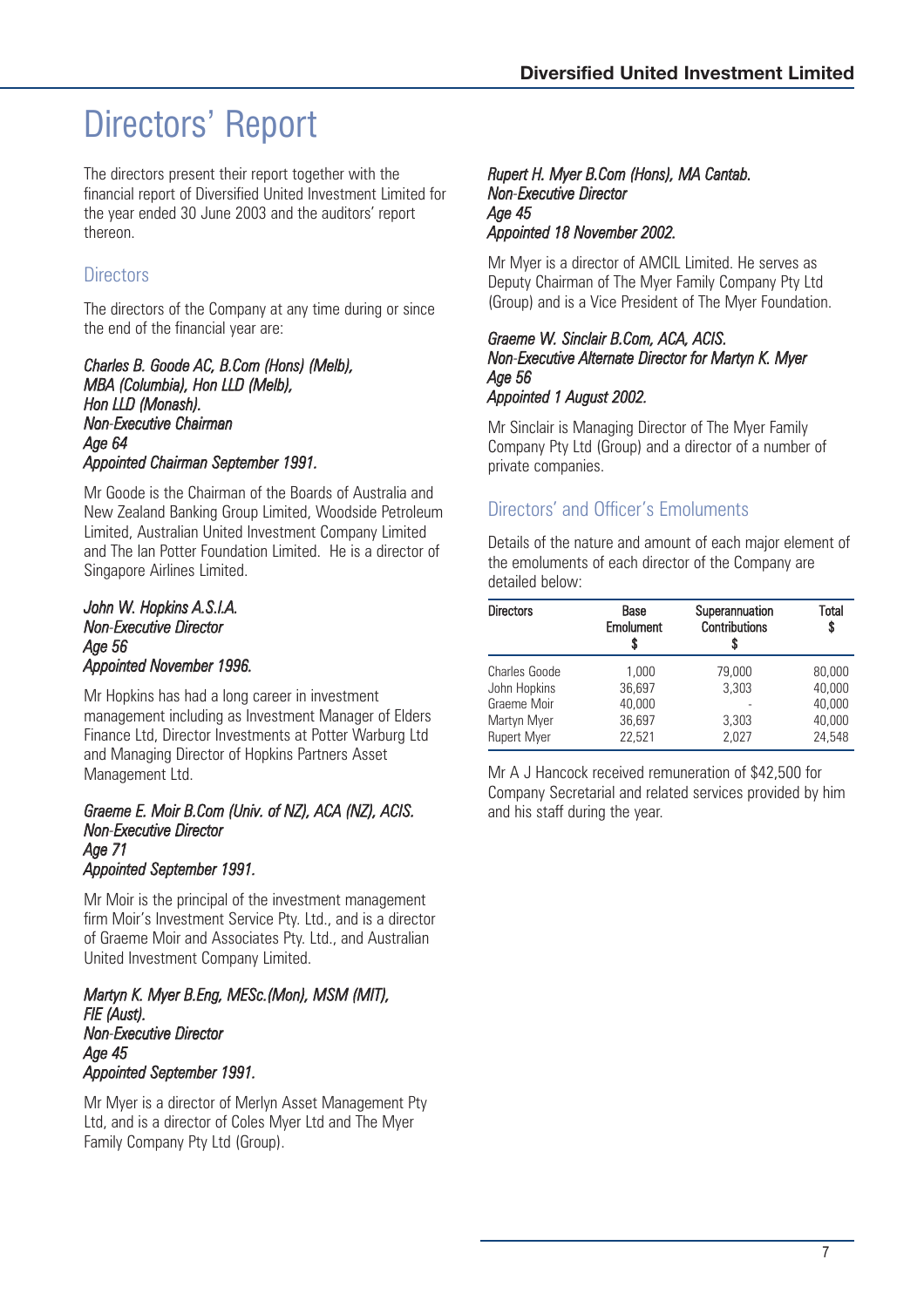# Directors' Report

The directors present their report together with the financial report of Diversified United Investment Limited for the year ended 30 June 2003 and the auditors' report thereon.

## Directors

The directors of the Company at any time during or since the end of the financial year are:

*Charles B. Goode AC, B.Com (Hons) (Melb), MBA (Columbia), Hon LLD (Melb), Hon LLD (Monash).*
*Non-Executive Chairman*
*Age 64*
*Appointed Chairman September 1991.*

Mr Goode is the Chairman of the Boards of Australia and New Zealand Banking Group Limited, Woodside Petroleum Limited, Australian United Investment Company Limited and The Ian Potter Foundation Limited. He is a director of Singapore Airlines Limited.

*John W. Hopkins A.S.I.A.*
*Non-Executive Director*
*Age 56*
*Appointed November 1996.*

Mr Hopkins has had a long career in investment management including as Investment Manager of Elders Finance Ltd, Director Investments at Potter Warburg Ltd and Managing Director of Hopkins Partners Asset Management Ltd.

*Graeme E. Moir B.Com (Univ. of NZ), ACA (NZ), ACIS.*
*Non-Executive Director*
*Age 71*
*Appointed September 1991.*

Mr Moir is the principal of the investment management firm Moir's Investment Service Pty. Ltd., and is a director of Graeme Moir and Associates Pty. Ltd., and Australian United Investment Company Limited.

*Martyn K. Myer B.Eng, MESc.(Mon), MSM (MIT), FIE (Aust).*
*Non-Executive Director*
*Age 45*
*Appointed September 1991.*

Mr Myer is a director of Merlyn Asset Management Pty Ltd, and is a director of Coles Myer Ltd and The Myer Family Company Pty Ltd (Group).

*Rupert H. Myer B.Com (Hons), MA Cantab.*
*Non-Executive Director*
*Age 45*
*Appointed 18 November 2002.*

Mr Myer is a director of AMCIL Limited. He serves as Deputy Chairman of The Myer Family Company Pty Ltd (Group) and is a Vice President of The Myer Foundation.

*Graeme W. Sinclair B.Com, ACA, ACIS.*
*Non-Executive Alternate Director for Martyn K. Myer*
*Age 56*
*Appointed 1 August 2002.*

Mr Sinclair is Managing Director of The Myer Family Company Pty Ltd (Group) and a director of a number of private companies.

## Directors' and Officer's Emoluments

Details of the nature and amount of each major element of the emoluments of each director of the Company are detailed below:

| Directors | Base Emolument $ | Superannuation Contributions $ | Total $ |
|---|---|---|---|
| Charles Goode | 1,000 | 79,000 | 80,000 |
| John Hopkins | 36,697 | 3,303 | 40,000 |
| Graeme Moir | 40,000 | - | 40,000 |
| Martyn Myer | 36,697 | 3,303 | 40,000 |
| Rupert Myer | 22,521 | 2,027 | 24,548 |

Mr A J Hancock received remuneration of $42,500 for Company Secretarial and related services provided by him and his staff during the year.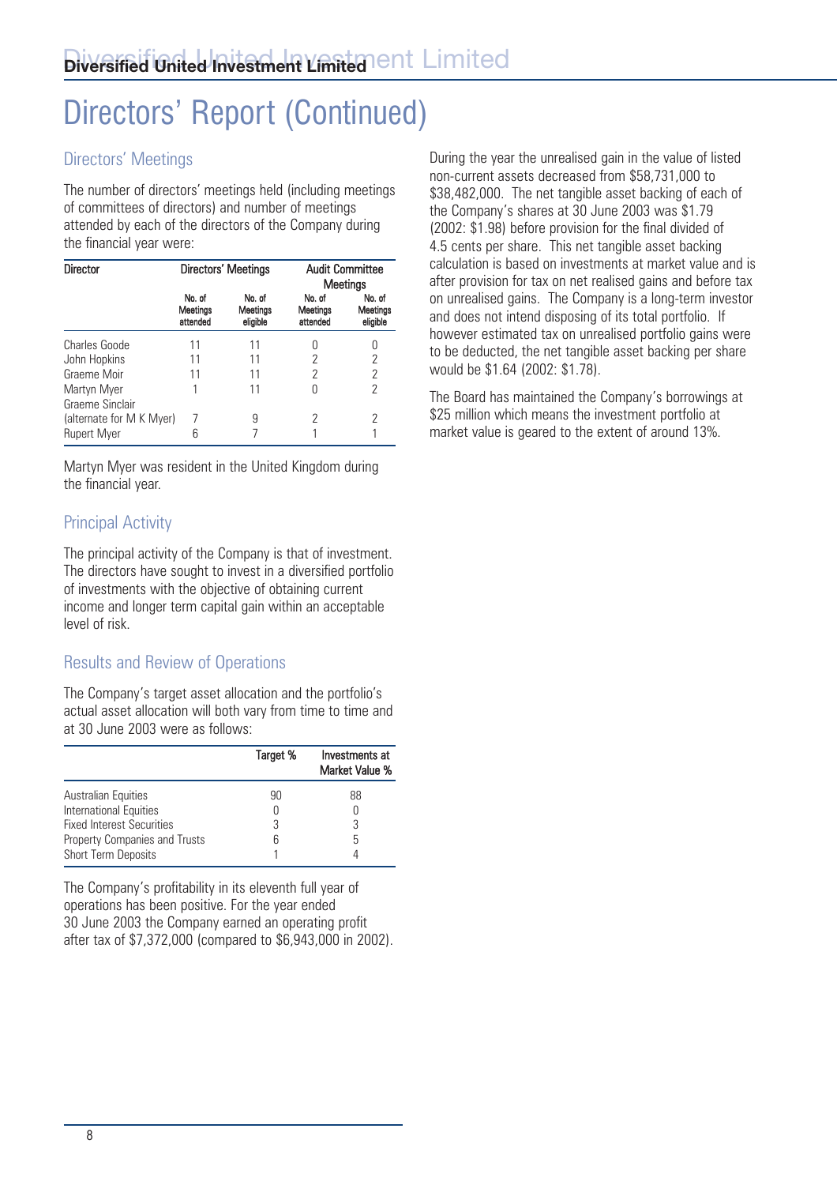# Directors' Report (Continued)

## Directors' Meetings

The number of directors' meetings held (including meetings of committees of directors) and number of meetings attended by each of the directors of the Company during the financial year were:

| Director | Directors' Meetings | | Audit Committee Meetings | |
|---|---|---|---|---|
| | No. of Meetings attended | No. of Meetings eligible | No. of Meetings attended | No. of Meetings eligible |
| Charles Goode | 11 | 11 | 0 | 0 |
| John Hopkins | 11 | 11 | 2 | 2 |
| Graeme Moir | 11 | 11 | 2 | 2 |
| Martyn Myer | 1 | 11 | 0 | 2 |
| Graeme Sinclair (alternate for M K Myer) | 7 | 9 | 2 | 2 |
| Rupert Myer | 6 | 7 | 1 | 1 |

Martyn Myer was resident in the United Kingdom during the financial year.

## Principal Activity

The principal activity of the Company is that of investment. The directors have sought to invest in a diversified portfolio of investments with the objective of obtaining current income and longer term capital gain within an acceptable level of risk.

## Results and Review of Operations

The Company's target asset allocation and the portfolio's actual asset allocation will both vary from time to time and at 30 June 2003 were as follows:

| | Target % | Investments at Market Value % |
|---|---|---|
| Australian Equities | 90 | 88 |
| International Equities | 0 | 0 |
| Fixed Interest Securities | 3 | 3 |
| Property Companies and Trusts | 6 | 5 |
| Short Term Deposits | 1 | 4 |

The Company's profitability in its eleventh full year of operations has been positive. For the year ended 30 June 2003 the Company earned an operating profit after tax of $7,372,000 (compared to $6,943,000 in 2002).

During the year the unrealised gain in the value of listed non-current assets decreased from $58,731,000 to $38,482,000. The net tangible asset backing of each of the Company's shares at 30 June 2003 was $1.79 (2002: $1.98) before provision for the final divided of 4.5 cents per share. This net tangible asset backing calculation is based on investments at market value and is after provision for tax on net realised gains and before tax on unrealised gains. The Company is a long-term investor and does not intend disposing of its total portfolio. If however estimated tax on unrealised portfolio gains were to be deducted, the net tangible asset backing per share would be $1.64 (2002: $1.78).

The Board has maintained the Company's borrowings at $25 million which means the investment portfolio at market value is geared to the extent of around 13%.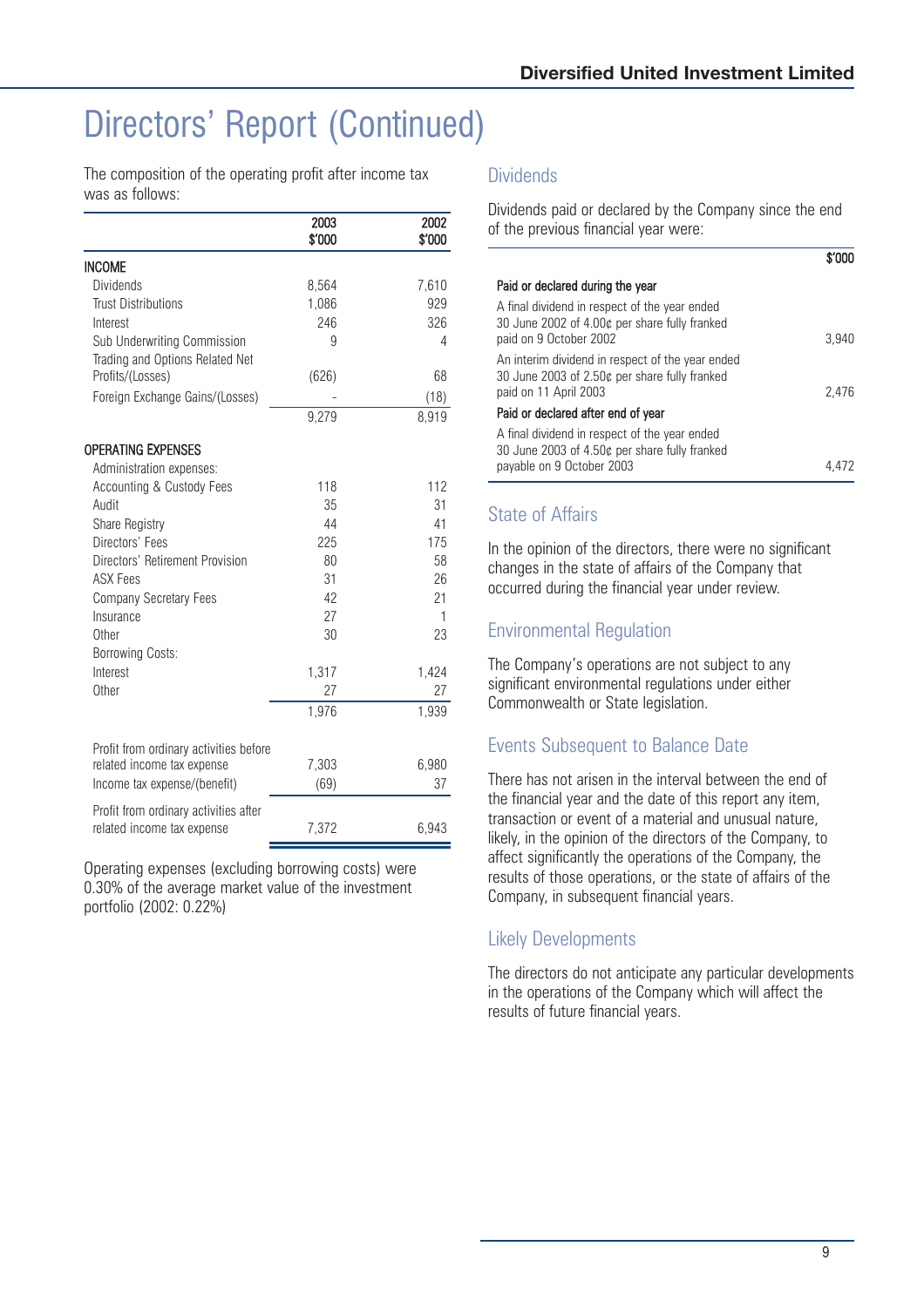# Directors' Report (Continued)

The composition of the operating profit after income tax was as follows:

| | 2003 $'000 | 2002 $'000 |
|---|---|---|
| **INCOME** | | |
| Dividends | 8,564 | 7,610 |
| Trust Distributions | 1,086 | 929 |
| Interest | 246 | 326 |
| Sub Underwriting Commission | 9 | 4 |
| Trading and Options Related Net Profits/(Losses) | (626) | 68 |
| Foreign Exchange Gains/(Losses) | - | (18) |
| | 9,279 | 8,919 |
| **OPERATING EXPENSES** | | |
| Administration expenses: | | |
| Accounting & Custody Fees | 118 | 112 |
| Audit | 35 | 31 |
| Share Registry | 44 | 41 |
| Directors' Fees | 225 | 175 |
| Directors' Retirement Provision | 80 | 58 |
| ASX Fees | 31 | 26 |
| Company Secretary Fees | 42 | 21 |
| Insurance | 27 | 1 |
| Other | 30 | 23 |
| Borrowing Costs: | | |
| Interest | 1,317 | 1,424 |
| Other | 27 | 27 |
| | 1,976 | 1,939 |
| Profit from ordinary activities before related income tax expense | 7,303 | 6,980 |
| Income tax expense/(benefit) | (69) | 37 |
| Profit from ordinary activities after related income tax expense | 7,372 | 6,943 |

Operating expenses (excluding borrowing costs) were 0.30% of the average market value of the investment portfolio (2002: 0.22%)

## Dividends

Dividends paid or declared by the Company since the end of the previous financial year were:

| | $'000 |
|---|---|
| **Paid or declared during the year** | |
| A final dividend in respect of the year ended 30 June 2002 of 4.00¢ per share fully franked paid on 9 October 2002 | 3,940 |
| An interim dividend in respect of the year ended 30 June 2003 of 2.50¢ per share fully franked paid on 11 April 2003 | 2,476 |
| **Paid or declared after end of year** | |
| A final dividend in respect of the year ended 30 June 2003 of 4.50¢ per share fully franked payable on 9 October 2003 | 4,472 |

## State of Affairs

In the opinion of the directors, there were no significant changes in the state of affairs of the Company that occurred during the financial year under review.

## Environmental Regulation

The Company's operations are not subject to any significant environmental regulations under either Commonwealth or State legislation.

## Events Subsequent to Balance Date

There has not arisen in the interval between the end of the financial year and the date of this report any item, transaction or event of a material and unusual nature, likely, in the opinion of the directors of the Company, to affect significantly the operations of the Company, the results of those operations, or the state of affairs of the Company, in subsequent financial years.

## Likely Developments

The directors do not anticipate any particular developments in the operations of the Company which will affect the results of future financial years.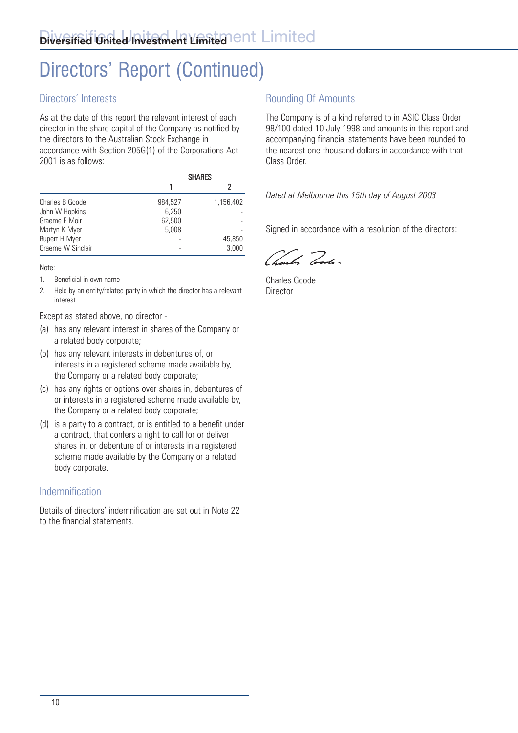# Directors' Report (Continued)

## Directors' Interests

As at the date of this report the relevant interest of each director in the share capital of the Company as notified by the directors to the Australian Stock Exchange in accordance with Section 205G(1) of the Corporations Act 2001 is as follows:

| | SHARES | |
|---|---|---|
| | 1 | 2 |
| Charles B Goode | 984,527 | 1,156,402 |
| John W Hopkins | 6,250 | - |
| Graeme E Moir | 62,500 | - |
| Martyn K Myer | 5,008 | - |
| Rupert H Myer | - | 45,850 |
| Graeme W Sinclair | - | 3,000 |

Note:

1. Beneficial in own name
2. Held by an entity/related party in which the director has a relevant interest

Except as stated above, no director -

(a) has any relevant interest in shares of the Company or a related body corporate;

(b) has any relevant interests in debentures of, or interests in a registered scheme made available by, the Company or a related body corporate;

(c) has any rights or options over shares in, debentures of or interests in a registered scheme made available by, the Company or a related body corporate;

(d) is a party to a contract, or is entitled to a benefit under a contract, that confers a right to call for or deliver shares in, or debenture of or interests in a registered scheme made available by the Company or a related body corporate.

## Indemnification

Details of directors' indemnification are set out in Note 22 to the financial statements.

## Rounding Of Amounts

The Company is of a kind referred to in ASIC Class Order 98/100 dated 10 July 1998 and amounts in this report and accompanying financial statements have been rounded to the nearest one thousand dollars in accordance with that Class Order.

*Dated at Melbourne this 15th day of August 2003*

Signed in accordance with a resolution of the directors:

Charles Goode
Director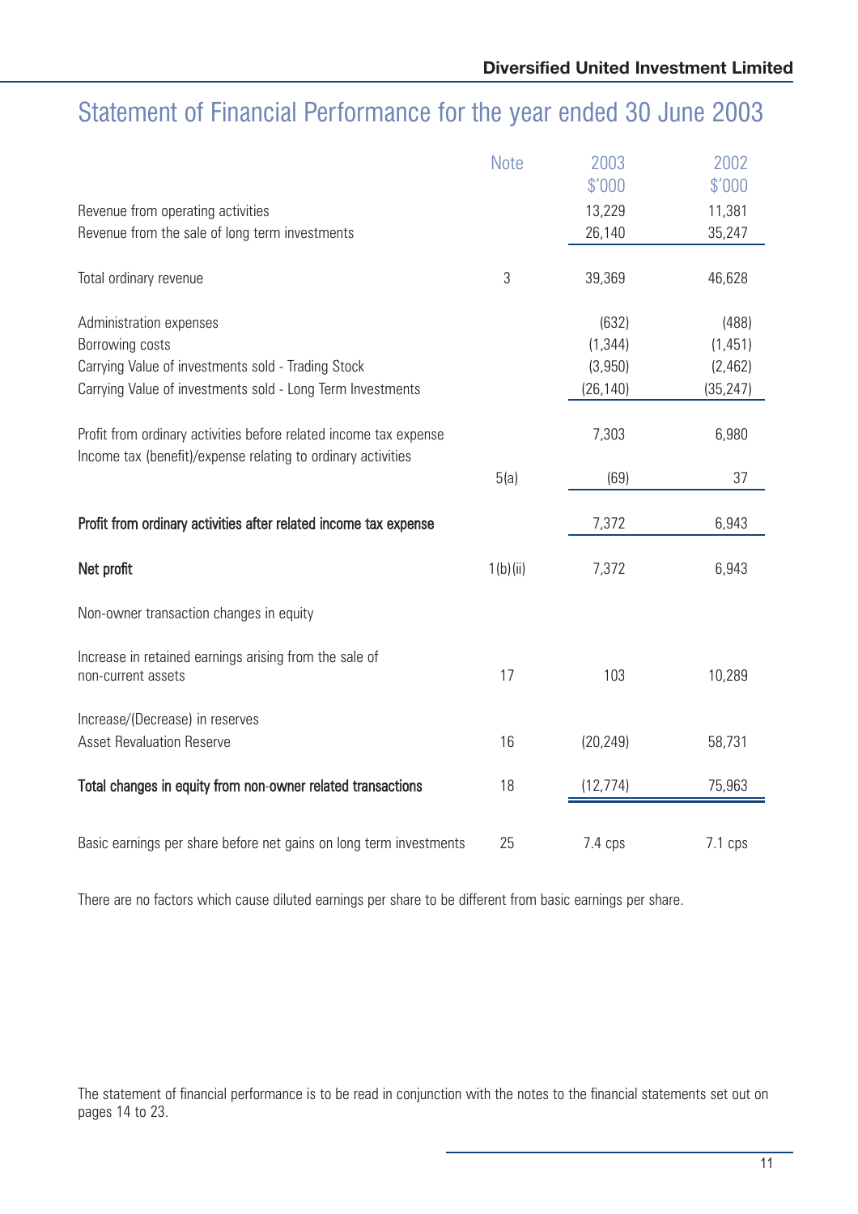# Statement of Financial Performance for the year ended 30 June 2003

| | Note | 2003 $'000 | 2002 $'000 |
|---|---|---|---|
| Revenue from operating activities | | 13,229 | 11,381 |
| Revenue from the sale of long term investments | | 26,140 | 35,247 |
| Total ordinary revenue | 3 | 39,369 | 46,628 |
| Administration expenses | | (632) | (488) |
| Borrowing costs | | (1,344) | (1,451) |
| Carrying Value of investments sold - Trading Stock | | (3,950) | (2,462) |
| Carrying Value of investments sold - Long Term Investments | | (26,140) | (35,247) |
| Profit from ordinary activities before related income tax expense | | 7,303 | 6,980 |
| Income tax (benefit)/expense relating to ordinary activities | 5(a) | (69) | 37 |
| **Profit from ordinary activities after related income tax expense** | | 7,372 | 6,943 |
| **Net profit** | 1(b)(ii) | 7,372 | 6,943 |
| Non-owner transaction changes in equity | | | |
| Increase in retained earnings arising from the sale of non-current assets | 17 | 103 | 10,289 |
| Increase/(Decrease) in reserves | | | |
| Asset Revaluation Reserve | 16 | (20,249) | 58,731 |
| **Total changes in equity from non-owner related transactions** | 18 | (12,774) | 75,963 |
| Basic earnings per share before net gains on long term investments | 25 | 7.4 cps | 7.1 cps |

There are no factors which cause diluted earnings per share to be different from basic earnings per share.

The statement of financial performance is to be read in conjunction with the notes to the financial statements set out on pages 14 to 23.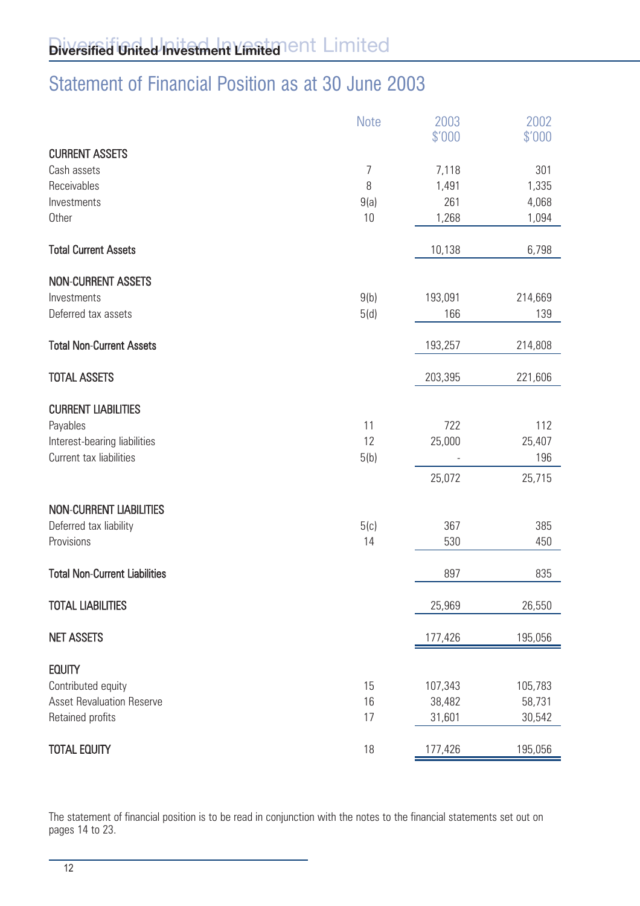# Statement of Financial Position as at 30 June 2003

| | Note | 2003 $'000 | 2002 $'000 |
|---|---|---|---|
| **CURRENT ASSETS** | | | |
| Cash assets | 7 | 7,118 | 301 |
| Receivables | 8 | 1,491 | 1,335 |
| Investments | 9(a) | 261 | 4,068 |
| Other | 10 | 1,268 | 1,094 |
| **Total Current Assets** | | 10,138 | 6,798 |
| **NON-CURRENT ASSETS** | | | |
| Investments | 9(b) | 193,091 | 214,669 |
| Deferred tax assets | 5(d) | 166 | 139 |
| **Total Non-Current Assets** | | 193,257 | 214,808 |
| **TOTAL ASSETS** | | 203,395 | 221,606 |
| **CURRENT LIABILITIES** | | | |
| Payables | 11 | 722 | 112 |
| Interest-bearing liabilities | 12 | 25,000 | 25,407 |
| Current tax liabilities | 5(b) | - | 196 |
| | | 25,072 | 25,715 |
| **NON-CURRENT LIABILITIES** | | | |
| Deferred tax liability | 5(c) | 367 | 385 |
| Provisions | 14 | 530 | 450 |
| **Total Non-Current Liabilities** | | 897 | 835 |
| **TOTAL LIABILITIES** | | 25,969 | 26,550 |
| **NET ASSETS** | | 177,426 | 195,056 |
| **EQUITY** | | | |
| Contributed equity | 15 | 107,343 | 105,783 |
| Asset Revaluation Reserve | 16 | 38,482 | 58,731 |
| Retained profits | 17 | 31,601 | 30,542 |
| **TOTAL EQUITY** | 18 | 177,426 | 195,056 |

The statement of financial position is to be read in conjunction with the notes to the financial statements set out on pages 14 to 23.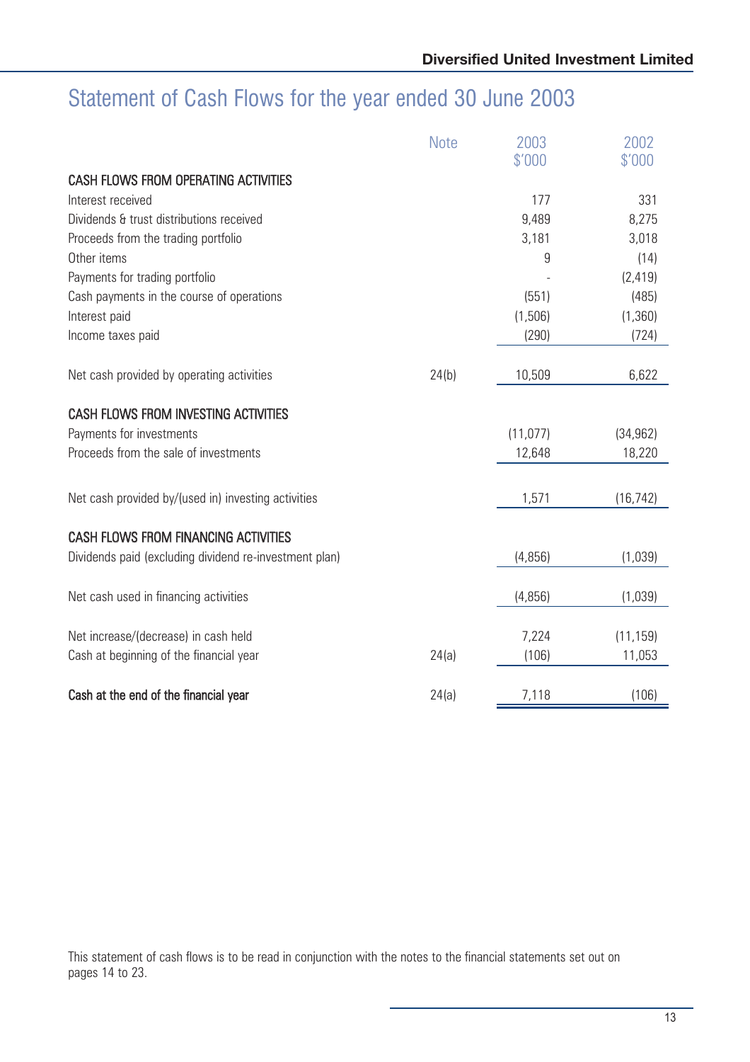# Statement of Cash Flows for the year ended 30 June 2003

| | Note | 2003 $'000 | 2002 $'000 |
|---|---|---|---|
| **CASH FLOWS FROM OPERATING ACTIVITIES** | | | |
| Interest received | | 177 | 331 |
| Dividends & trust distributions received | | 9,489 | 8,275 |
| Proceeds from the trading portfolio | | 3,181 | 3,018 |
| Other items | | 9 | (14) |
| Payments for trading portfolio | | - | (2,419) |
| Cash payments in the course of operations | | (551) | (485) |
| Interest paid | | (1,506) | (1,360) |
| Income taxes paid | | (290) | (724) |
| Net cash provided by operating activities | 24(b) | 10,509 | 6,622 |
| **CASH FLOWS FROM INVESTING ACTIVITIES** | | | |
| Payments for investments | | (11,077) | (34,962) |
| Proceeds from the sale of investments | | 12,648 | 18,220 |
| Net cash provided by/(used in) investing activities | | 1,571 | (16,742) |
| **CASH FLOWS FROM FINANCING ACTIVITIES** | | | |
| Dividends paid (excluding dividend re-investment plan) | | (4,856) | (1,039) |
| Net cash used in financing activities | | (4,856) | (1,039) |
| Net increase/(decrease) in cash held | | 7,224 | (11,159) |
| Cash at beginning of the financial year | 24(a) | (106) | 11,053 |
| **Cash at the end of the financial year** | 24(a) | 7,118 | (106) |

This statement of cash flows is to be read in conjunction with the notes to the financial statements set out on pages 14 to 23.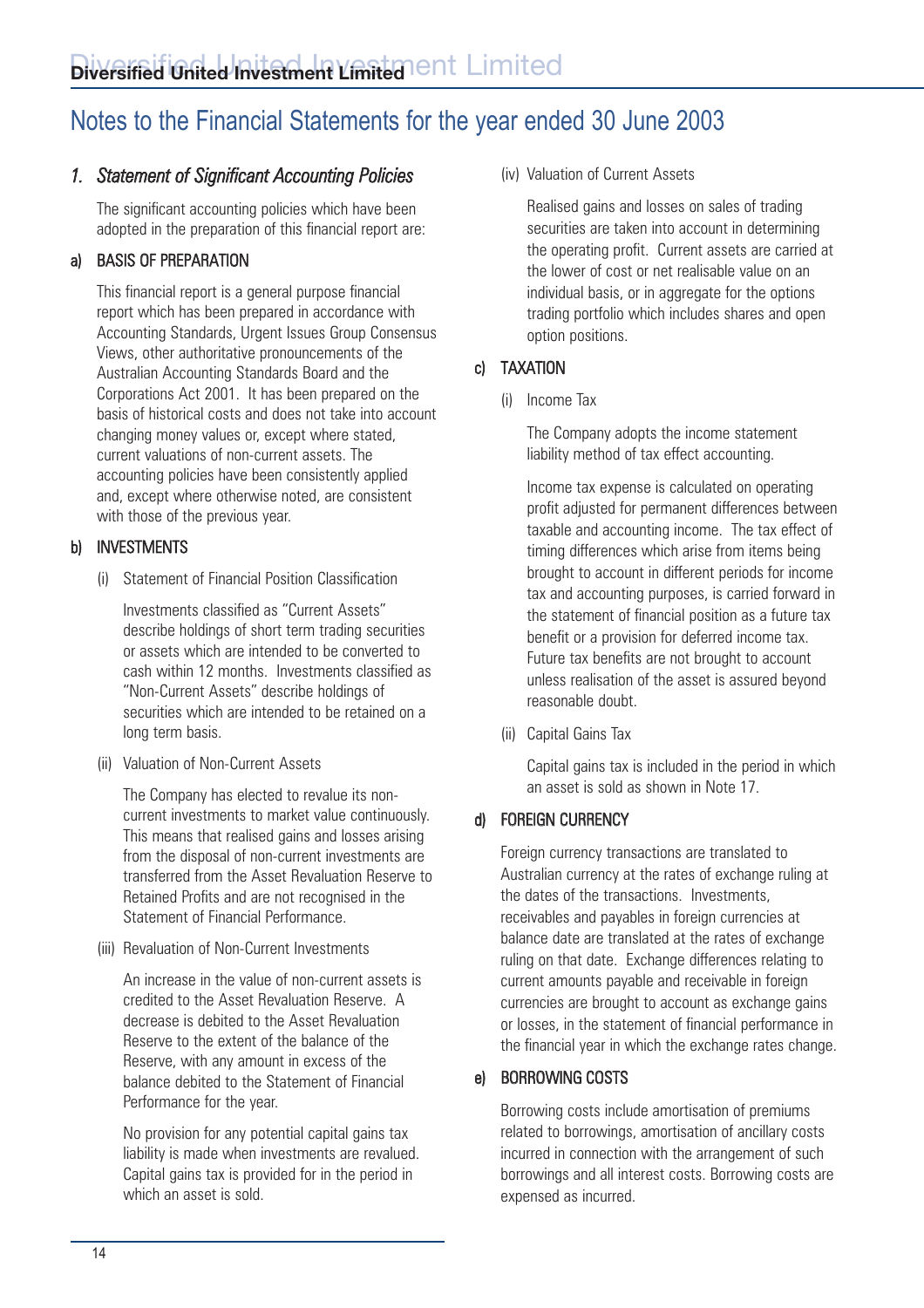# Notes to the Financial Statements for the year ended 30 June 2003

## 1. *Statement of Significant Accounting Policies*

The significant accounting policies which have been adopted in the preparation of this financial report are:

### a) BASIS OF PREPARATION

This financial report is a general purpose financial report which has been prepared in accordance with Accounting Standards, Urgent Issues Group Consensus Views, other authoritative pronouncements of the Australian Accounting Standards Board and the Corporations Act 2001. It has been prepared on the basis of historical costs and does not take into account changing money values or, except where stated, current valuations of non-current assets. The accounting policies have been consistently applied and, except where otherwise noted, are consistent with those of the previous year.

### b) INVESTMENTS

(i) Statement of Financial Position Classification

Investments classified as "Current Assets" describe holdings of short term trading securities or assets which are intended to be converted to cash within 12 months. Investments classified as "Non-Current Assets" describe holdings of securities which are intended to be retained on a long term basis.

(ii) Valuation of Non-Current Assets

The Company has elected to revalue its non-current investments to market value continuously. This means that realised gains and losses arising from the disposal of non-current investments are transferred from the Asset Revaluation Reserve to Retained Profits and are not recognised in the Statement of Financial Performance.

(iii) Revaluation of Non-Current Investments

An increase in the value of non-current assets is credited to the Asset Revaluation Reserve. A decrease is debited to the Asset Revaluation Reserve to the extent of the balance of the Reserve, with any amount in excess of the balance debited to the Statement of Financial Performance for the year.

No provision for any potential capital gains tax liability is made when investments are revalued. Capital gains tax is provided for in the period in which an asset is sold.

(iv) Valuation of Current Assets

Realised gains and losses on sales of trading securities are taken into account in determining the operating profit. Current assets are carried at the lower of cost or net realisable value on an individual basis, or in aggregate for the options trading portfolio which includes shares and open option positions.

### c) TAXATION

(i) Income Tax

The Company adopts the income statement liability method of tax effect accounting.

Income tax expense is calculated on operating profit adjusted for permanent differences between taxable and accounting income. The tax effect of timing differences which arise from items being brought to account in different periods for income tax and accounting purposes, is carried forward in the statement of financial position as a future tax benefit or a provision for deferred income tax. Future tax benefits are not brought to account unless realisation of the asset is assured beyond reasonable doubt.

(ii) Capital Gains Tax

Capital gains tax is included in the period in which an asset is sold as shown in Note 17.

### d) FOREIGN CURRENCY

Foreign currency transactions are translated to Australian currency at the rates of exchange ruling at the dates of the transactions. Investments, receivables and payables in foreign currencies at balance date are translated at the rates of exchange ruling on that date. Exchange differences relating to current amounts payable and receivable in foreign currencies are brought to account as exchange gains or losses, in the statement of financial performance in the financial year in which the exchange rates change.

### e) BORROWING COSTS

Borrowing costs include amortisation of premiums related to borrowings, amortisation of ancillary costs incurred in connection with the arrangement of such borrowings and all interest costs. Borrowing costs are expensed as incurred.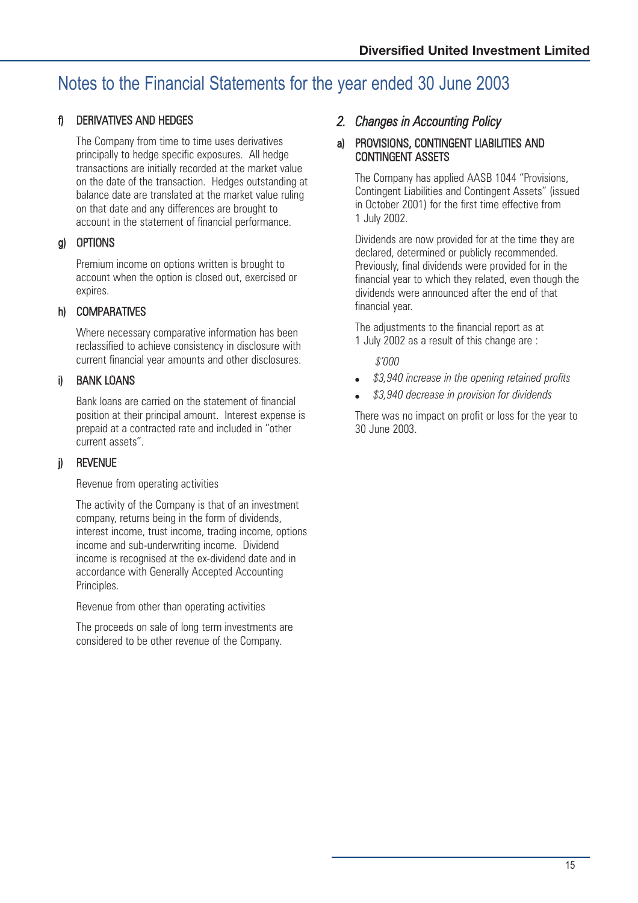# Notes to the Financial Statements for the year ended 30 June 2003

### f) DERIVATIVES AND HEDGES

The Company from time to time uses derivatives principally to hedge specific exposures. All hedge transactions are initially recorded at the market value on the date of the transaction. Hedges outstanding at balance date are translated at the market value ruling on that date and any differences are brought to account in the statement of financial performance.

### g) OPTIONS

Premium income on options written is brought to account when the option is closed out, exercised or expires.

### h) COMPARATIVES

Where necessary comparative information has been reclassified to achieve consistency in disclosure with current financial year amounts and other disclosures.

### i) BANK LOANS

Bank loans are carried on the statement of financial position at their principal amount. Interest expense is prepaid at a contracted rate and included in "other current assets".

### j) REVENUE

Revenue from operating activities

The activity of the Company is that of an investment company, returns being in the form of dividends, interest income, trust income, trading income, options income and sub-underwriting income. Dividend income is recognised at the ex-dividend date and in accordance with Generally Accepted Accounting Principles.

Revenue from other than operating activities

The proceeds on sale of long term investments are considered to be other revenue of the Company.

## *2. Changes in Accounting Policy*

### a) PROVISIONS, CONTINGENT LIABILITIES AND CONTINGENT ASSETS

The Company has applied AASB 1044 "Provisions, Contingent Liabilities and Contingent Assets" (issued in October 2001) for the first time effective from 1 July 2002.

Dividends are now provided for at the time they are declared, determined or publicly recommended. Previously, final dividends were provided for in the financial year to which they related, even though the dividends were announced after the end of that financial year.

The adjustments to the financial report as at 1 July 2002 as a result of this change are :

*$'000*

- *$3,940 increase in the opening retained profits*
- *$3,940 decrease in provision for dividends*

There was no impact on profit or loss for the year to 30 June 2003.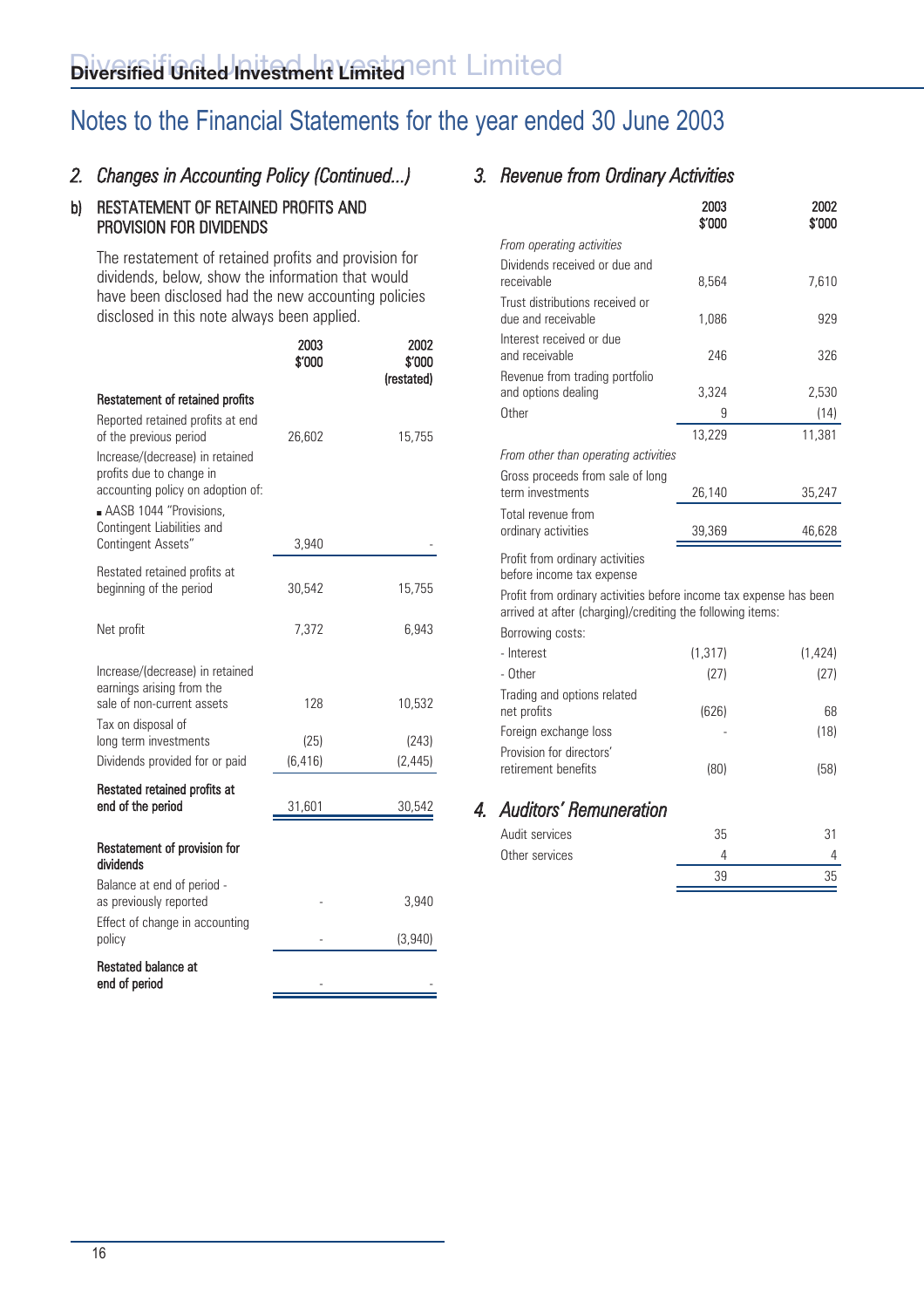# Notes to the Financial Statements for the year ended 30 June 2003

## 2. Changes in Accounting Policy (Continued...)

### b) RESTATEMENT OF RETAINED PROFITS AND PROVISION FOR DIVIDENDS

The restatement of retained profits and provision for dividends, below, show the information that would have been disclosed had the new accounting policies disclosed in this note always been applied.

| | 2003 $'000 | 2002 $'000 (restated) |
|---|---|---|
| **Restatement of retained profits** | | |
| Reported retained profits at end of the previous period | 26,602 | 15,755 |
| Increase/(decrease) in retained profits due to change in accounting policy on adoption of: | | |
| ▪ AASB 1044 "Provisions, Contingent Liabilities and Contingent Assets" | 3,940 | - |
| Restated retained profits at beginning of the period | 30,542 | 15,755 |
| Net profit | 7,372 | 6,943 |
| Increase/(decrease) in retained earnings arising from the sale of non-current assets | 128 | 10,532 |
| Tax on disposal of long term investments | (25) | (243) |
| Dividends provided for or paid | (6,416) | (2,445) |
| **Restated retained profits at end of the period** | 31,601 | 30,542 |
| **Restatement of provision for dividends** | | |
| Balance at end of period - as previously reported | - | 3,940 |
| Effect of change in accounting policy | - | (3,940) |
| **Restated balance at end of period** | - | - |

## 3. Revenue from Ordinary Activities

| | 2003 $'000 | 2002 $'000 |
|---|---|---|
| *From operating activities* | | |
| Dividends received or due and receivable | 8,564 | 7,610 |
| Trust distributions received or due and receivable | 1,086 | 929 |
| Interest received or due and receivable | 246 | 326 |
| Revenue from trading portfolio and options dealing | 3,324 | 2,530 |
| Other | 9 | (14) |
| | 13,229 | 11,381 |
| *From other than operating activities* | | |
| Gross proceeds from sale of long term investments | 26,140 | 35,247 |
| Total revenue from ordinary activities | 39,369 | 46,628 |

Profit from ordinary activities before income tax expense

Profit from ordinary activities before income tax expense has been arrived at after (charging)/crediting the following items:

| | 2003 $'000 | 2002 $'000 |
|---|---|---|
| Borrowing costs: | | |
| - Interest | (1,317) | (1,424) |
| - Other | (27) | (27) |
| Trading and options related net profits | (626) | 68 |
| Foreign exchange loss | - | (18) |
| Provision for directors' retirement benefits | (80) | (58) |

## 4. Auditors' Remuneration

| | 2003 $'000 | 2002 $'000 |
|---|---|---|
| Audit services | 35 | 31 |
| Other services | 4 | 4 |
| | 39 | 35 |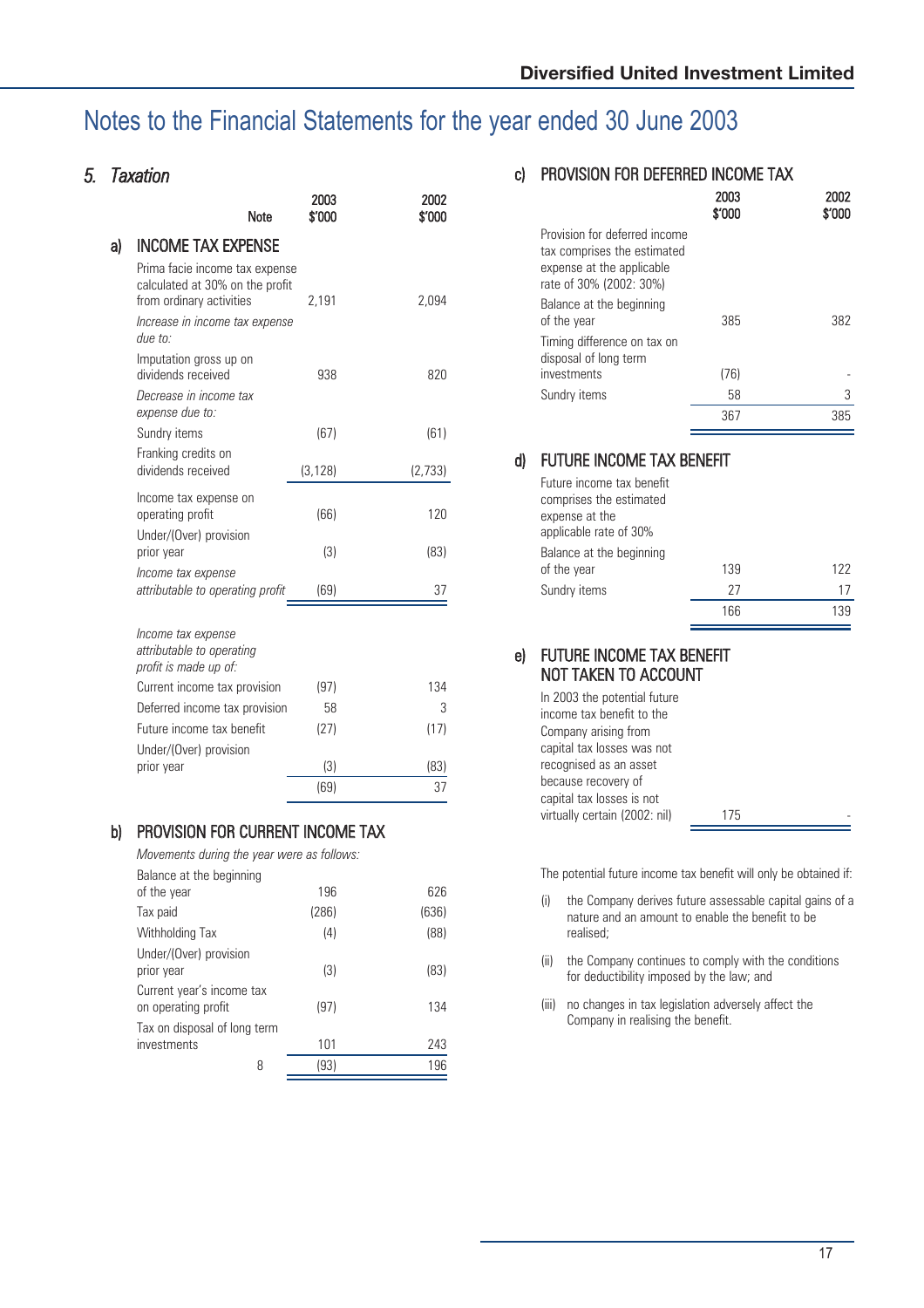# Notes to the Financial Statements for the year ended 30 June 2003

## 5. Taxation

### a) INCOME TAX EXPENSE

| | Note | 2003 $'000 | 2002 $'000 |
|---|---|---|---|
| Prima facie income tax expense calculated at 30% on the profit from ordinary activities | | 2,191 | 2,094 |
| *Increase in income tax expense due to:* | | | |
| Imputation gross up on dividends received | | 938 | 820 |
| *Decrease in income tax expense due to:* | | | |
| Sundry items | | (67) | (61) |
| Franking credits on dividends received | | (3,128) | (2,733) |
| Income tax expense on operating profit | | (66) | 120 |
| Under/(Over) provision prior year | | (3) | (83) |
| *Income tax expense attributable to operating profit* | | (69) | 37 |
| *Income tax expense attributable to operating profit is made up of:* | | | |
| Current income tax provision | | (97) | 134 |
| Deferred income tax provision | | 58 | 3 |
| Future income tax benefit | | (27) | (17) |
| Under/(Over) provision prior year | | (3) | (83) |
| | | (69) | 37 |

### b) PROVISION FOR CURRENT INCOME TAX

*Movements during the year were as follows:*

| | Note | 2003 $'000 | 2002 $'000 |
|---|---|---|---|
| Balance at the beginning of the year | | 196 | 626 |
| Tax paid | | (286) | (636) |
| Withholding Tax | | (4) | (88) |
| Under/(Over) provision prior year | | (3) | (83) |
| Current year's income tax on operating profit | | (97) | 134 |
| Tax on disposal of long term investments | | 101 | 243 |
| | 8 | (93) | 196 |

### c) PROVISION FOR DEFERRED INCOME TAX

| | 2003 $'000 | 2002 $'000 |
|---|---|---|
| Provision for deferred income tax comprises the estimated expense at the applicable rate of 30% (2002: 30%) | | |
| Balance at the beginning of the year | 385 | 382 |
| Timing difference on tax on disposal of long term investments | (76) | - |
| Sundry items | 58 | 3 |
| | 367 | 385 |

### d) FUTURE INCOME TAX BENEFIT

| | 2003 $'000 | 2002 $'000 |
|---|---|---|
| Future income tax benefit comprises the estimated expense at the applicable rate of 30% | | |
| Balance at the beginning of the year | 139 | 122 |
| Sundry items | 27 | 17 |
| | 166 | 139 |

### e) FUTURE INCOME TAX BENEFIT NOT TAKEN TO ACCOUNT

| | 2003 $'000 | 2002 $'000 |
|---|---|---|
| In 2003 the potential future income tax benefit to the Company arising from capital tax losses was not recognised as an asset because recovery of capital tax losses is not virtually certain (2002: nil) | 175 | - |

The potential future income tax benefit will only be obtained if:

(i) the Company derives future assessable capital gains of a nature and an amount to enable the benefit to be realised;

(ii) the Company continues to comply with the conditions for deductibility imposed by the law; and

(iii) no changes in tax legislation adversely affect the Company in realising the benefit.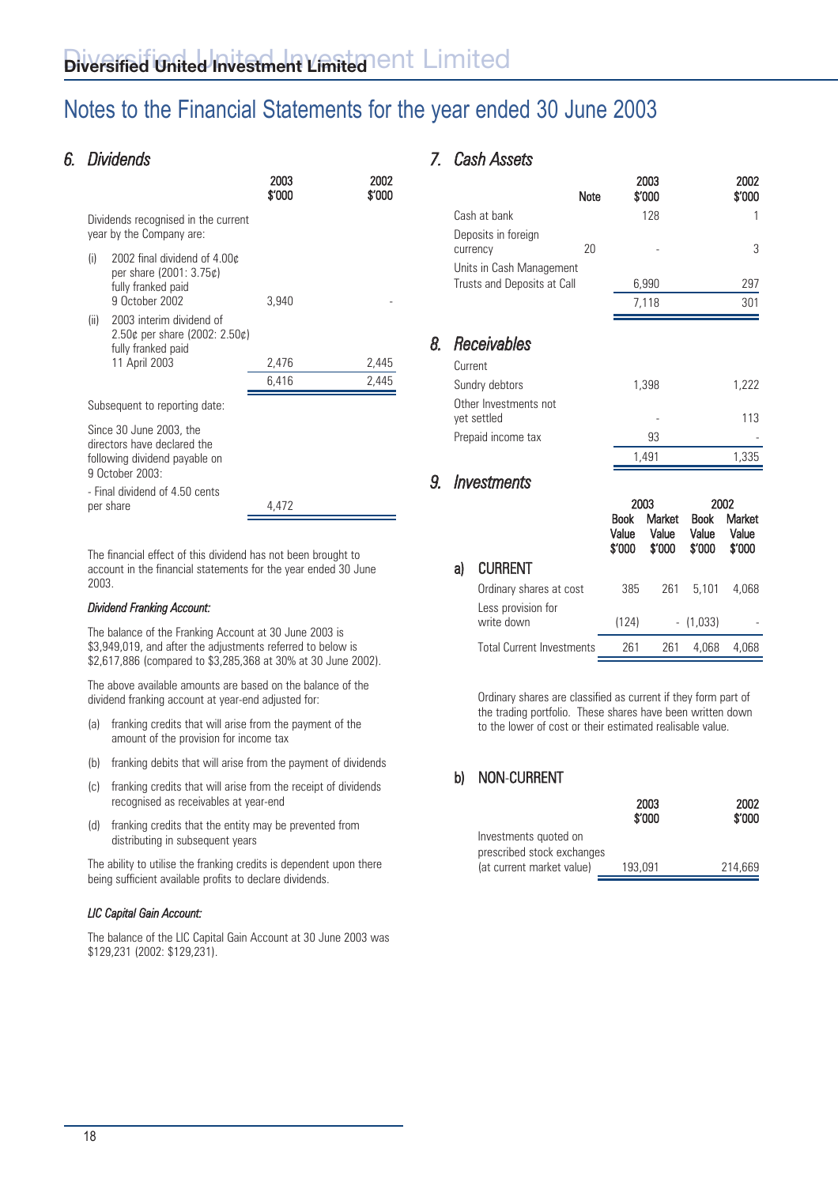# Notes to the Financial Statements for the year ended 30 June 2003

## 6. Dividends

| | 2003 $'000 | 2002 $'000 |
|---|---|---|
| Dividends recognised in the current year by the Company are: | | |
| (i) 2002 final dividend of 4.00¢ per share (2001: 3.75¢) fully franked paid 9 October 2002 | 3,940 | - |
| (ii) 2003 interim dividend of 2.50¢ per share (2002: 2.50¢) fully franked paid 11 April 2003 | 2,476 | 2,445 |
| | 6,416 | 2,445 |
| Subsequent to reporting date: | | |
| Since 30 June 2003, the directors have declared the following dividend payable on 9 October 2003: | | |
| - Final dividend of 4.50 cents per share | 4,472 | |

The financial effect of this dividend has not been brought to account in the financial statements for the year ended 30 June 2003.

***Dividend Franking Account:***

The balance of the Franking Account at 30 June 2003 is $3,949,019, and after the adjustments referred to below is $2,617,886 (compared to $3,285,368 at 30% at 30 June 2002).

The above available amounts are based on the balance of the dividend franking account at year-end adjusted for:

(a) franking credits that will arise from the payment of the amount of the provision for income tax

(b) franking debits that will arise from the payment of dividends

(c) franking credits that will arise from the receipt of dividends recognised as receivables at year-end

(d) franking credits that the entity may be prevented from distributing in subsequent years

The ability to utilise the franking credits is dependent upon there being sufficient available profits to declare dividends.

***LIC Capital Gain Account:***

The balance of the LIC Capital Gain Account at 30 June 2003 was $129,231 (2002: $129,231).

## 7. Cash Assets

| | Note | 2003 $'000 | 2002 $'000 |
|---|---|---|---|
| Cash at bank | | 128 | 1 |
| Deposits in foreign currency | 20 | - | 3 |
| Units in Cash Management Trusts and Deposits at Call | | 6,990 | 297 |
| | | 7,118 | 301 |

## 8. Receivables

| | 2003 $'000 | 2002 $'000 |
|---|---|---|
| Current | | |
| Sundry debtors | 1,398 | 1,222 |
| Other Investments not yet settled | - | 113 |
| Prepaid income tax | 93 | - |
| | 1,491 | 1,335 |

## 9. Investments

### a) CURRENT

| | 2003 Book Value $'000 | 2003 Market Value $'000 | 2002 Book Value $'000 | 2002 Market Value $'000 |
|---|---|---|---|---|
| Ordinary shares at cost | 385 | 261 | 5,101 | 4,068 |
| Less provision for write down | (124) | - | (1,033) | - |
| Total Current Investments | 261 | 261 | 4,068 | 4,068 |

Ordinary shares are classified as current if they form part of the trading portfolio. These shares have been written down to the lower of cost or their estimated realisable value.

### b) NON-CURRENT

| | 2003 $'000 | 2002 $'000 |
|---|---|---|
| Investments quoted on prescribed stock exchanges (at current market value) | 193,091 | 214,669 |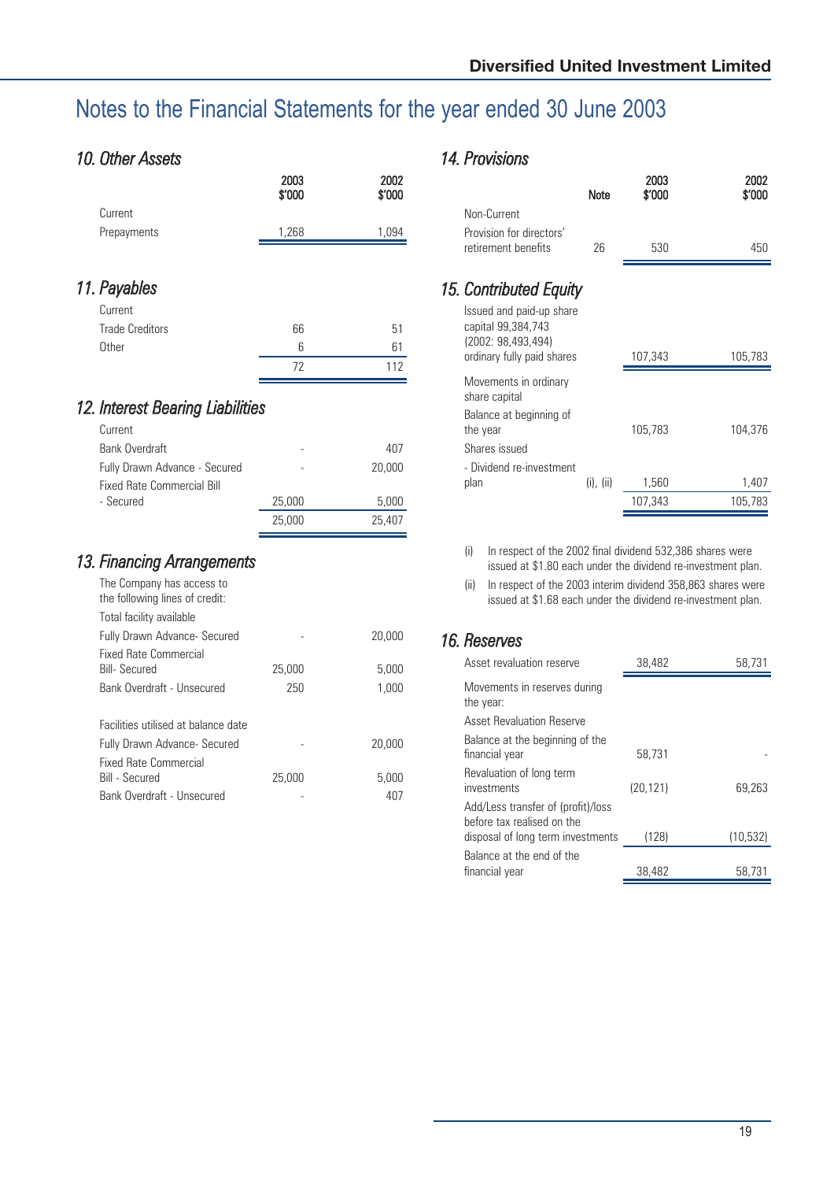# Notes to the Financial Statements for the year ended 30 June 2003

## 10. Other Assets

| | 2003 $'000 | 2002 $'000 |
|---|---|---|
| Current | | |
| Prepayments | 1,268 | 1,094 |

## 11. Payables

| | 2003 $'000 | 2002 $'000 |
|---|---|---|
| Current | | |
| Trade Creditors | 66 | 51 |
| Other | 6 | 61 |
| | 72 | 112 |

## 12. Interest Bearing Liabilities

| | 2003 $'000 | 2002 $'000 |
|---|---|---|
| Current | | |
| Bank Overdraft | - | 407 |
| Fully Drawn Advance - Secured | - | 20,000 |
| Fixed Rate Commercial Bill - Secured | 25,000 | 5,000 |
| | 25,000 | 25,407 |

## 13. Financing Arrangements

| | 2003 $'000 | 2002 $'000 |
|---|---|---|
| The Company has access to the following lines of credit: | | |
| Total facility available | | |
| Fully Drawn Advance- Secured | - | 20,000 |
| Fixed Rate Commercial Bill- Secured | 25,000 | 5,000 |
| Bank Overdraft - Unsecured | 250 | 1,000 |
| | | |
| Facilities utilised at balance date | | |
| Fully Drawn Advance- Secured | - | 20,000 |
| Fixed Rate Commercial Bill - Secured | 25,000 | 5,000 |
| Bank Overdraft - Unsecured | - | 407 |

## 14. Provisions

| | Note | 2003 $'000 | 2002 $'000 |
|---|---|---|---|
| Non-Current | | | |
| Provision for directors' retirement benefits | 26 | 530 | 450 |

## 15. Contributed Equity

| | Note | 2003 $'000 | 2002 $'000 |
|---|---|---|---|
| Issued and paid-up share capital 99,384,743 (2002: 98,493,494) ordinary fully paid shares | | 107,343 | 105,783 |
| Movements in ordinary share capital | | | |
| Balance at beginning of the year | | 105,783 | 104,376 |
| Shares issued | | | |
| - Dividend re-investment plan | (i), (ii) | 1,560 | 1,407 |
| | | 107,343 | 105,783 |

(i) In respect of the 2002 final dividend 532,386 shares were issued at $1.80 each under the dividend re-investment plan.

(ii) In respect of the 2003 interim dividend 358,863 shares were issued at $1.68 each under the dividend re-investment plan.

## 16. Reserves

| | 2003 $'000 | 2002 $'000 |
|---|---|---|
| Asset revaluation reserve | 38,482 | 58,731 |
| Movements in reserves during the year: | | |
| Asset Revaluation Reserve | | |
| Balance at the beginning of the financial year | 58,731 | - |
| Revaluation of long term investments | (20,121) | 69,263 |
| Add/Less transfer of (profit)/loss before tax realised on the disposal of long term investments | (128) | (10,532) |
| Balance at the end of the financial year | 38,482 | 58,731 |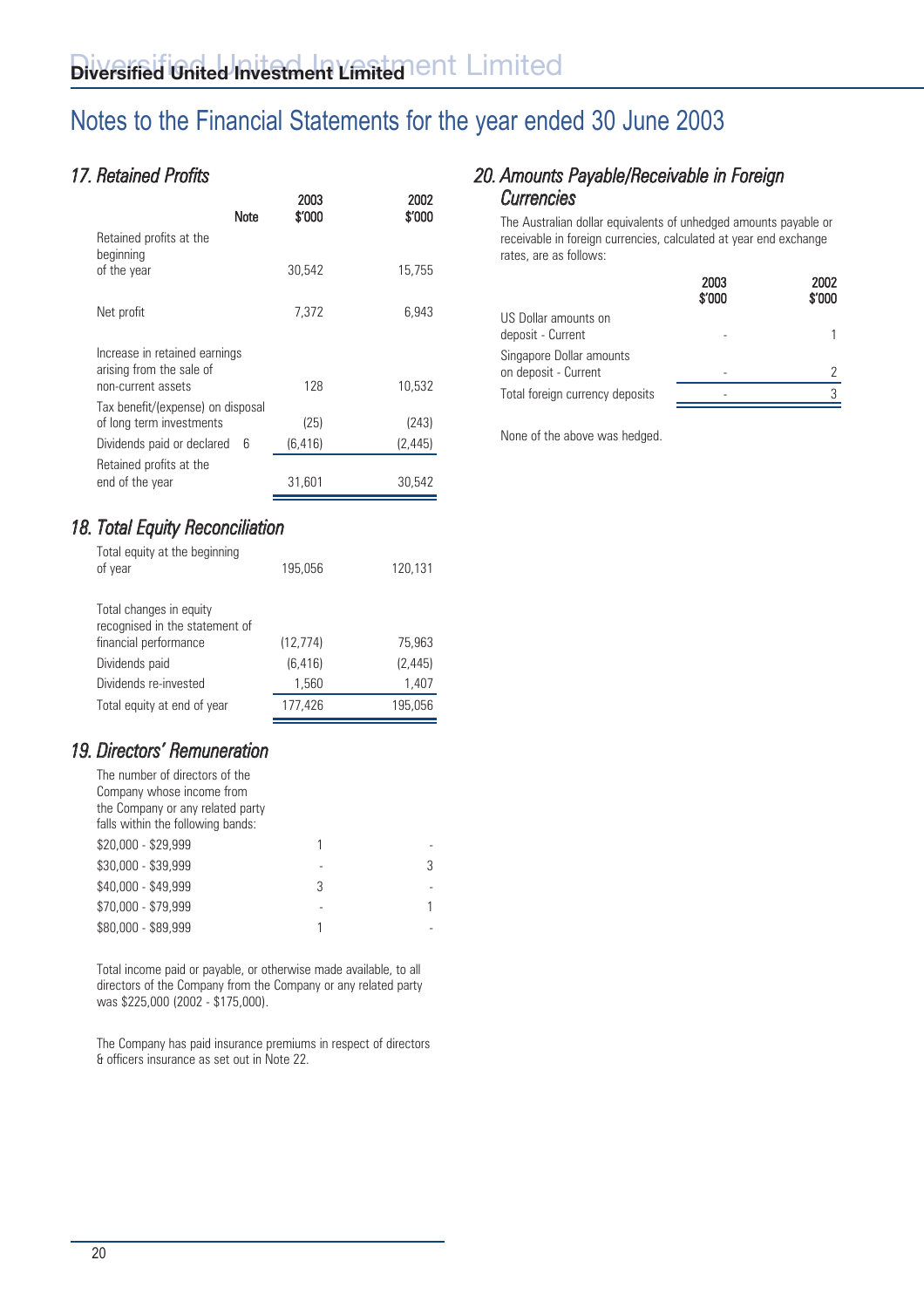# Notes to the Financial Statements for the year ended 30 June 2003

## 17. Retained Profits

| | Note | 2003 $'000 | 2002 $'000 |
|---|---|---|---|
| Retained profits at the beginning of the year | | 30,542 | 15,755 |
| Net profit | | 7,372 | 6,943 |
| Increase in retained earnings arising from the sale of non-current assets | | 128 | 10,532 |
| Tax benefit/(expense) on disposal of long term investments | | (25) | (243) |
| Dividends paid or declared | 6 | (6,416) | (2,445) |
| Retained profits at the end of the year | | 31,601 | 30,542 |

## 18. Total Equity Reconciliation

| | 2003 $'000 | 2002 $'000 |
|---|---|---|
| Total equity at the beginning of year | 195,056 | 120,131 |
| Total changes in equity recognised in the statement of financial performance | (12,774) | 75,963 |
| Dividends paid | (6,416) | (2,445) |
| Dividends re-invested | 1,560 | 1,407 |
| Total equity at end of year | 177,426 | 195,056 |

## 19. Directors' Remuneration

The number of directors of the Company whose income from the Company or any related party falls within the following bands:

| | 2003 | 2002 |
|---|---|---|
| $20,000 - $29,999 | 1 | - |
| $30,000 - $39,999 | - | 3 |
| $40,000 - $49,999 | 3 | - |
| $70,000 - $79,999 | - | 1 |
| $80,000 - $89,999 | 1 | - |

Total income paid or payable, or otherwise made available, to all directors of the Company from the Company or any related party was $225,000 (2002 - $175,000).

The Company has paid insurance premiums in respect of directors & officers insurance as set out in Note 22.

## 20. Amounts Payable/Receivable in Foreign Currencies

The Australian dollar equivalents of unhedged amounts payable or receivable in foreign currencies, calculated at year end exchange rates, are as follows:

| | 2003 $'000 | 2002 $'000 |
|---|---|---|
| US Dollar amounts on deposit - Current | - | 1 |
| Singapore Dollar amounts on deposit - Current | - | 2 |
| Total foreign currency deposits | - | 3 |

None of the above was hedged.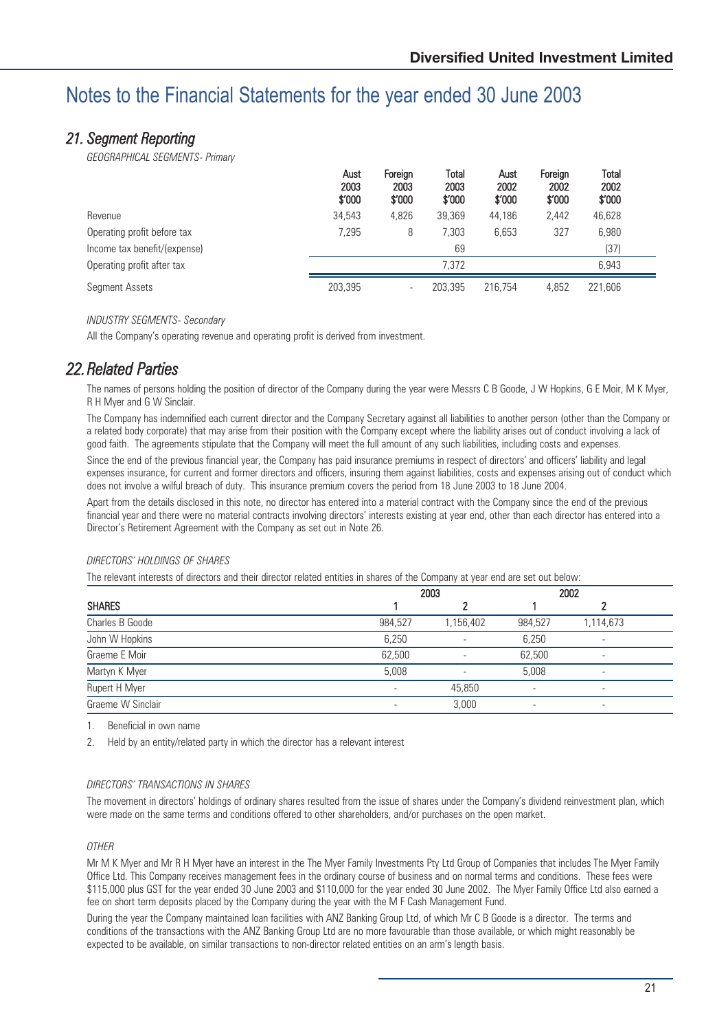# Notes to the Financial Statements for the year ended 30 June 2003

## 21. Segment Reporting

*GEOGRAPHICAL SEGMENTS- Primary*

| | Aust 2003 $'000 | Foreign 2003 $'000 | Total 2003 $'000 | Aust 2002 $'000 | Foreign 2002 $'000 | Total 2002 $'000 |
|---|---|---|---|---|---|---|
| Revenue | 34,543 | 4,826 | 39,369 | 44,186 | 2,442 | 46,628 |
| Operating profit before tax | 7,295 | 8 | 7,303 | 6,653 | 327 | 6,980 |
| Income tax benefit/(expense) | | | 69 | | | (37) |
| Operating profit after tax | | | 7,372 | | | 6,943 |
| Segment Assets | 203,395 | - | 203,395 | 216,754 | 4,852 | 221,606 |

*INDUSTRY SEGMENTS- Secondary*

All the Company's operating revenue and operating profit is derived from investment.

## 22. Related Parties

The names of persons holding the position of director of the Company during the year were Messrs C B Goode, J W Hopkins, G E Moir, M K Myer, R H Myer and G W Sinclair.

The Company has indemnified each current director and the Company Secretary against all liabilities to another person (other than the Company or a related body corporate) that may arise from their position with the Company except where the liability arises out of conduct involving a lack of good faith. The agreements stipulate that the Company will meet the full amount of any such liabilities, including costs and expenses.

Since the end of the previous financial year, the Company has paid insurance premiums in respect of directors' and officers' liability and legal expenses insurance, for current and former directors and officers, insuring them against liabilities, costs and expenses arising out of conduct which does not involve a wilful breach of duty. This insurance premium covers the period from 18 June 2003 to 18 June 2004.

Apart from the details disclosed in this note, no director has entered into a material contract with the Company since the end of the previous financial year and there were no material contracts involving directors' interests existing at year end, other than each director has entered into a Director's Retirement Agreement with the Company as set out in Note 26.

*DIRECTORS' HOLDINGS OF SHARES*

The relevant interests of directors and their director related entities in shares of the Company at year end are set out below:

| | 2003 | | 2002 | |
|---|---|---|---|---|
| **SHARES** | 1 | 2 | 1 | 2 |
| Charles B Goode | 984,527 | 1,156,402 | 984,527 | 1,114,673 |
| John W Hopkins | 6,250 | - | 6,250 | - |
| Graeme E Moir | 62,500 | - | 62,500 | - |
| Martyn K Myer | 5,008 | - | 5,008 | - |
| Rupert H Myer | - | 45,850 | - | - |
| Graeme W Sinclair | - | 3,000 | - | - |

1. Beneficial in own name
2. Held by an entity/related party in which the director has a relevant interest

*DIRECTORS' TRANSACTIONS IN SHARES*

The movement in directors' holdings of ordinary shares resulted from the issue of shares under the Company's dividend reinvestment plan, which were made on the same terms and conditions offered to other shareholders, and/or purchases on the open market.

*OTHER*

Mr M K Myer and Mr R H Myer have an interest in the The Myer Family Investments Pty Ltd Group of Companies that includes The Myer Family Office Ltd. This Company receives management fees in the ordinary course of business and on normal terms and conditions. These fees were $115,000 plus GST for the year ended 30 June 2003 and $110,000 for the year ended 30 June 2002. The Myer Family Office Ltd also earned a fee on short term deposits placed by the Company during the year with the M F Cash Management Fund.

During the year the Company maintained loan facilities with ANZ Banking Group Ltd, of which Mr C B Goode is a director. The terms and conditions of the transactions with the ANZ Banking Group Ltd are no more favourable than those available, or which might reasonably be expected to be available, on similar transactions to non-director related entities on an arm's length basis.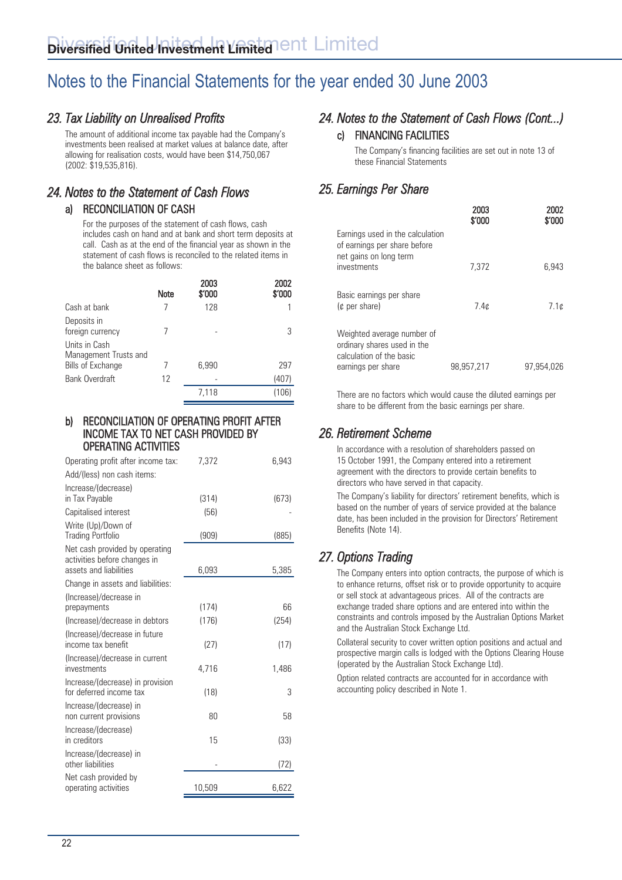# Notes to the Financial Statements for the year ended 30 June 2003

## *23. Tax Liability on Unrealised Profits*

The amount of additional income tax payable had the Company's investments been realised at market values at balance date, after allowing for realisation costs, would have been $14,750,067 (2002: $19,535,816).

## *24. Notes to the Statement of Cash Flows*

### a) RECONCILIATION OF CASH

For the purposes of the statement of cash flows, cash includes cash on hand and at bank and short term deposits at call. Cash as at the end of the financial year as shown in the statement of cash flows is reconciled to the related items in the balance sheet as follows:

| | Note | 2003 $'000 | 2002 $'000 |
|---|---|---|---|
| Cash at bank | 7 | 128 | 1 |
| Deposits in foreign currency | 7 | - | 3 |
| Units in Cash Management Trusts and Bills of Exchange | 7 | 6,990 | 297 |
| Bank Overdraft | 12 | - | (407) |
| | | 7,118 | (106) |

### b) RECONCILIATION OF OPERATING PROFIT AFTER INCOME TAX TO NET CASH PROVIDED BY OPERATING ACTIVITIES

| | 2003 | 2002 |
|---|---|---|
| Operating profit after income tax: | 7,372 | 6,943 |
| Add/(less) non cash items: | | |
| Increase/(decrease) in Tax Payable | (314) | (673) |
| Capitalised interest | (56) | - |
| Write (Up)/Down of Trading Portfolio | (909) | (885) |
| Net cash provided by operating activities before changes in assets and liabilities | 6,093 | 5,385 |
| Change in assets and liabilities: | | |
| (Increase)/decrease in prepayments | (174) | 66 |
| (Increase)/decrease in debtors | (176) | (254) |
| (Increase)/decrease in future income tax benefit | (27) | (17) |
| (Increase)/decrease in current investments | 4,716 | 1,486 |
| Increase/(decrease) in provision for deferred income tax | (18) | 3 |
| Increase/(decrease) in non current provisions | 80 | 58 |
| Increase/(decrease) in creditors | 15 | (33) |
| Increase/(decrease) in other liabilities | - | (72) |
| Net cash provided by operating activities | 10,509 | 6,622 |

## *24. Notes to the Statement of Cash Flows (Cont...)*

### c) FINANCING FACILITIES

The Company's financing facilities are set out in note 13 of these Financial Statements

## *25. Earnings Per Share*

| | 2003 $'000 | 2002 $'000 |
|---|---|---|
| Earnings used in the calculation of earnings per share before net gains on long term investments | 7,372 | 6,943 |
| Basic earnings per share (¢ per share) | 7.4¢ | 7.1¢ |
| Weighted average number of ordinary shares used in the calculation of the basic earnings per share | 98,957,217 | 97,954,026 |

There are no factors which would cause the diluted earnings per share to be different from the basic earnings per share.

## *26. Retirement Scheme*

In accordance with a resolution of shareholders passed on 15 October 1991, the Company entered into a retirement agreement with the directors to provide certain benefits to directors who have served in that capacity.

The Company's liability for directors' retirement benefits, which is based on the number of years of service provided at the balance date, has been included in the provision for Directors' Retirement Benefits (Note 14).

## *27. Options Trading*

The Company enters into option contracts, the purpose of which is to enhance returns, offset risk or to provide opportunity to acquire or sell stock at advantageous prices. All of the contracts are exchange traded share options and are entered into within the constraints and controls imposed by the Australian Options Market and the Australian Stock Exchange Ltd.

Collateral security to cover written option positions and actual and prospective margin calls is lodged with the Options Clearing House (operated by the Australian Stock Exchange Ltd).

Option related contracts are accounted for in accordance with accounting policy described in Note 1.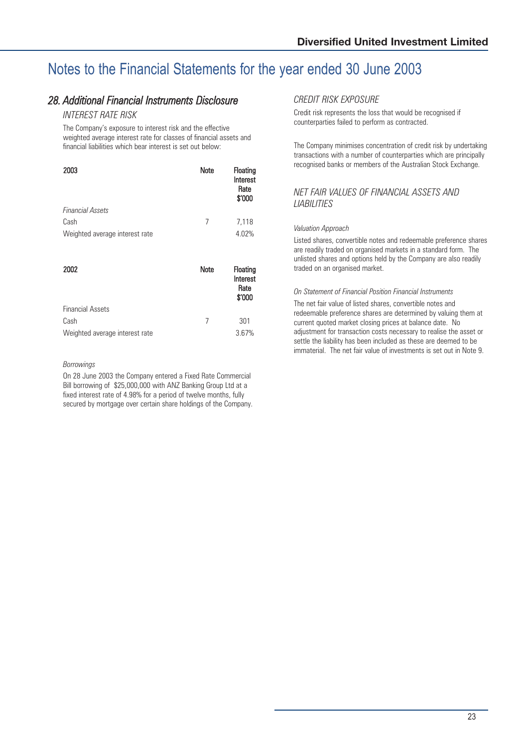# Notes to the Financial Statements for the year ended 30 June 2003

## *28. Additional Financial Instruments Disclosure*

### *INTEREST RATE RISK*

The Company's exposure to interest risk and the effective weighted average interest rate for classes of financial assets and financial liabilities which bear interest is set out below:

| **2003** | **Note** | **Floating Interest Rate $'000** |
|---|---|---|
| *Financial Assets* | | |
| Cash | 7 | 7,118 |
| Weighted average interest rate | | 4.02% |

| **2002** | **Note** | **Floating Interest Rate $'000** |
|---|---|---|
| Financial Assets | | |
| Cash | 7 | 301 |
| Weighted average interest rate | | 3.67% |

*Borrowings*

On 28 June 2003 the Company entered a Fixed Rate Commercial Bill borrowing of $25,000,000 with ANZ Banking Group Ltd at a fixed interest rate of 4.98% for a period of twelve months, fully secured by mortgage over certain share holdings of the Company.

### *CREDIT RISK EXPOSURE*

Credit risk represents the loss that would be recognised if counterparties failed to perform as contracted.

The Company minimises concentration of credit risk by undertaking transactions with a number of counterparties which are principally recognised banks or members of the Australian Stock Exchange.

### *NET FAIR VALUES OF FINANCIAL ASSETS AND LIABILITIES*

*Valuation Approach*

Listed shares, convertible notes and redeemable preference shares are readily traded on organised markets in a standard form. The unlisted shares and options held by the Company are also readily traded on an organised market.

*On Statement of Financial Position Financial Instruments*

The net fair value of listed shares, convertible notes and redeemable preference shares are determined by valuing them at current quoted market closing prices at balance date. No adjustment for transaction costs necessary to realise the asset or settle the liability has been included as these are deemed to be immaterial. The net fair value of investments is set out in Note 9.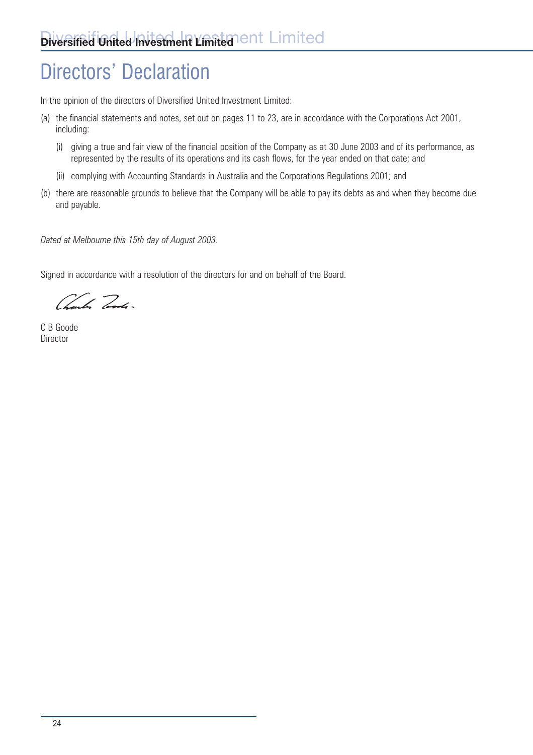# Directors' Declaration

In the opinion of the directors of Diversified United Investment Limited:

(a) the financial statements and notes, set out on pages 11 to 23, are in accordance with the Corporations Act 2001, including:

   (i) giving a true and fair view of the financial position of the Company as at 30 June 2003 and of its performance, as represented by the results of its operations and its cash flows, for the year ended on that date; and

   (ii) complying with Accounting Standards in Australia and the Corporations Regulations 2001; and

(b) there are reasonable grounds to believe that the Company will be able to pay its debts as and when they become due and payable.

*Dated at Melbourne this 15th day of August 2003.*

Signed in accordance with a resolution of the directors for and on behalf of the Board.

C B Goode
Director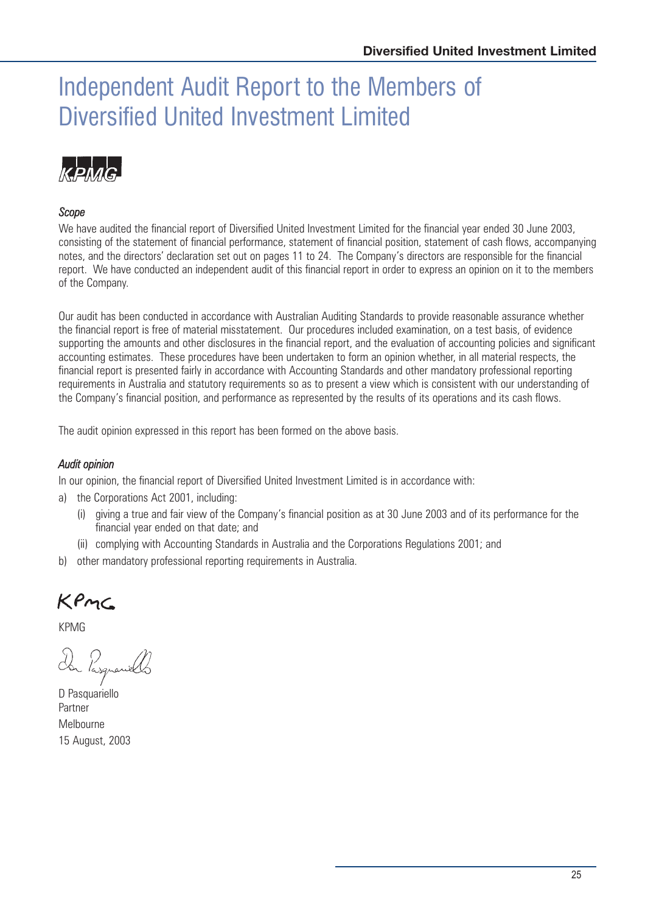# Independent Audit Report to the Members of Diversified United Investment Limited

KPMG

*Scope*

We have audited the financial report of Diversified United Investment Limited for the financial year ended 30 June 2003, consisting of the statement of financial performance, statement of financial position, statement of cash flows, accompanying notes, and the directors' declaration set out on pages 11 to 24. The Company's directors are responsible for the financial report. We have conducted an independent audit of this financial report in order to express an opinion on it to the members of the Company.

Our audit has been conducted in accordance with Australian Auditing Standards to provide reasonable assurance whether the financial report is free of material misstatement. Our procedures included examination, on a test basis, of evidence supporting the amounts and other disclosures in the financial report, and the evaluation of accounting policies and significant accounting estimates. These procedures have been undertaken to form an opinion whether, in all material respects, the financial report is presented fairly in accordance with Accounting Standards and other mandatory professional reporting requirements in Australia and statutory requirements so as to present a view which is consistent with our understanding of the Company's financial position, and performance as represented by the results of its operations and its cash flows.

The audit opinion expressed in this report has been formed on the above basis.

*Audit opinion*

In our opinion, the financial report of Diversified United Investment Limited is in accordance with:

a) the Corporations Act 2001, including:
   - (i) giving a true and fair view of the Company's financial position as at 30 June 2003 and of its performance for the financial year ended on that date; and
   - (ii) complying with Accounting Standards in Australia and the Corporations Regulations 2001; and

b) other mandatory professional reporting requirements in Australia.

KPMG

KPMG

D Pasquariello
Partner
Melbourne
15 August, 2003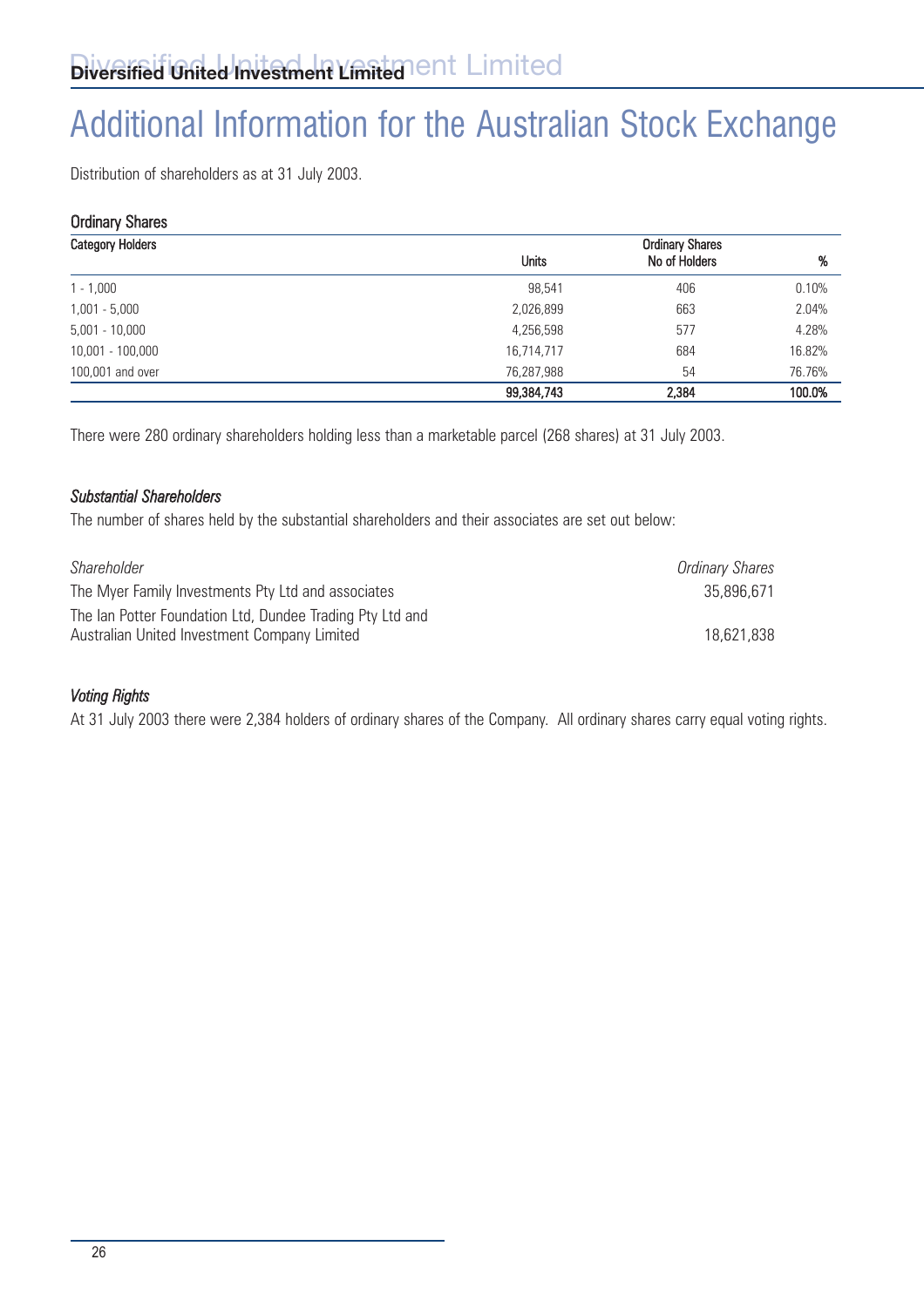# Additional Information for the Australian Stock Exchange

Distribution of shareholders as at 31 July 2003.

### Ordinary Shares

| Category Holders | Units | Ordinary Shares No of Holders | % |
|---|---|---|---|
| 1 - 1,000 | 98,541 | 406 | 0.10% |
| 1,001 - 5,000 | 2,026,899 | 663 | 2.04% |
| 5,001 - 10,000 | 4,256,598 | 577 | 4.28% |
| 10,001 - 100,000 | 16,714,717 | 684 | 16.82% |
| 100,001 and over | 76,287,988 | 54 | 76.76% |
| | **99,384,743** | **2,384** | **100.0%** |

There were 280 ordinary shareholders holding less than a marketable parcel (268 shares) at 31 July 2003.

### *Substantial Shareholders*

The number of shares held by the substantial shareholders and their associates are set out below:

| *Shareholder* | *Ordinary Shares* |
|---|---|
| The Myer Family Investments Pty Ltd and associates | 35,896,671 |
| The Ian Potter Foundation Ltd, Dundee Trading Pty Ltd and Australian United Investment Company Limited | 18,621,838 |

### *Voting Rights*

At 31 July 2003 there were 2,384 holders of ordinary shares of the Company. All ordinary shares carry equal voting rights.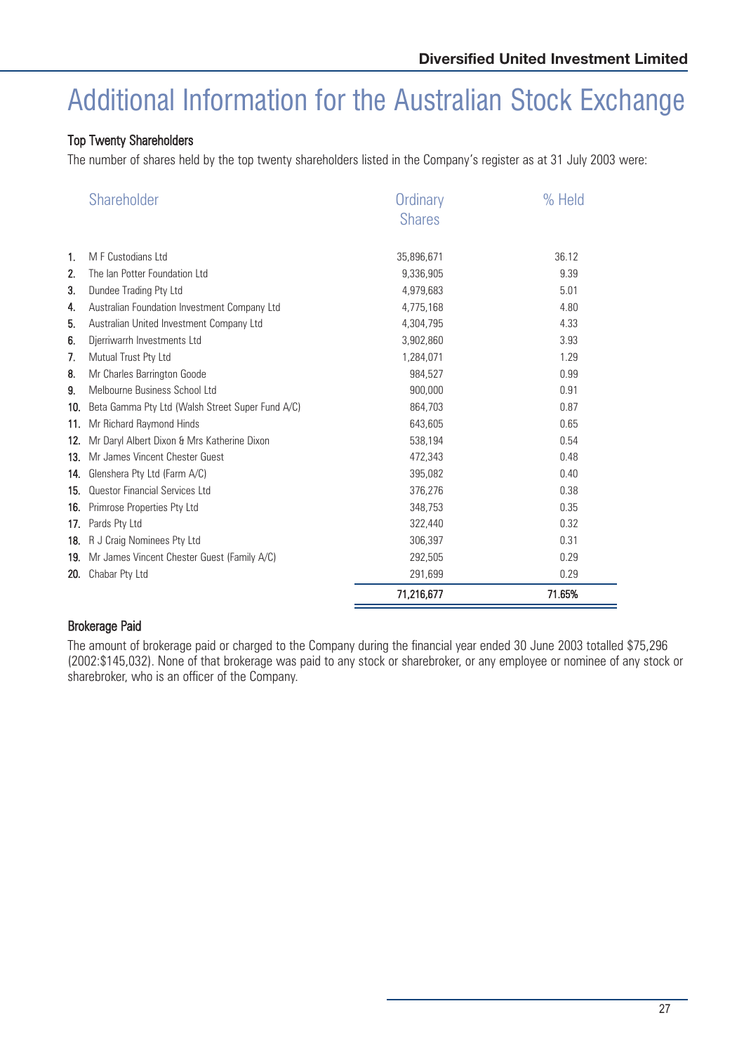# Additional Information for the Australian Stock Exchange

## Top Twenty Shareholders

The number of shares held by the top twenty shareholders listed in the Company's register as at 31 July 2003 were:

| | Shareholder | Ordinary Shares | % Held |
|---|---|---|---|
| 1. | M F Custodians Ltd | 35,896,671 | 36.12 |
| 2. | The Ian Potter Foundation Ltd | 9,336,905 | 9.39 |
| 3. | Dundee Trading Pty Ltd | 4,979,683 | 5.01 |
| 4. | Australian Foundation Investment Company Ltd | 4,775,168 | 4.80 |
| 5. | Australian United Investment Company Ltd | 4,304,795 | 4.33 |
| 6. | Djerriwarrh Investments Ltd | 3,902,860 | 3.93 |
| 7. | Mutual Trust Pty Ltd | 1,284,071 | 1.29 |
| 8. | Mr Charles Barrington Goode | 984,527 | 0.99 |
| 9. | Melbourne Business School Ltd | 900,000 | 0.91 |
| 10. | Beta Gamma Pty Ltd (Walsh Street Super Fund A/C) | 864,703 | 0.87 |
| 11. | Mr Richard Raymond Hinds | 643,605 | 0.65 |
| 12. | Mr Daryl Albert Dixon & Mrs Katherine Dixon | 538,194 | 0.54 |
| 13. | Mr James Vincent Chester Guest | 472,343 | 0.48 |
| 14. | Glenshera Pty Ltd (Farm A/C) | 395,082 | 0.40 |
| 15. | Questor Financial Services Ltd | 376,276 | 0.38 |
| 16. | Primrose Properties Pty Ltd | 348,753 | 0.35 |
| 17. | Pards Pty Ltd | 322,440 | 0.32 |
| 18. | R J Craig Nominees Pty Ltd | 306,397 | 0.31 |
| 19. | Mr James Vincent Chester Guest (Family A/C) | 292,505 | 0.29 |
| 20. | Chabar Pty Ltd | 291,699 | 0.29 |
| | | **71,216,677** | **71.65%** |

## Brokerage Paid

The amount of brokerage paid or charged to the Company during the financial year ended 30 June 2003 totalled $75,296 (2002:$145,032). None of that brokerage was paid to any stock or sharebroker, or any employee or nominee of any stock or sharebroker, who is an officer of the Company.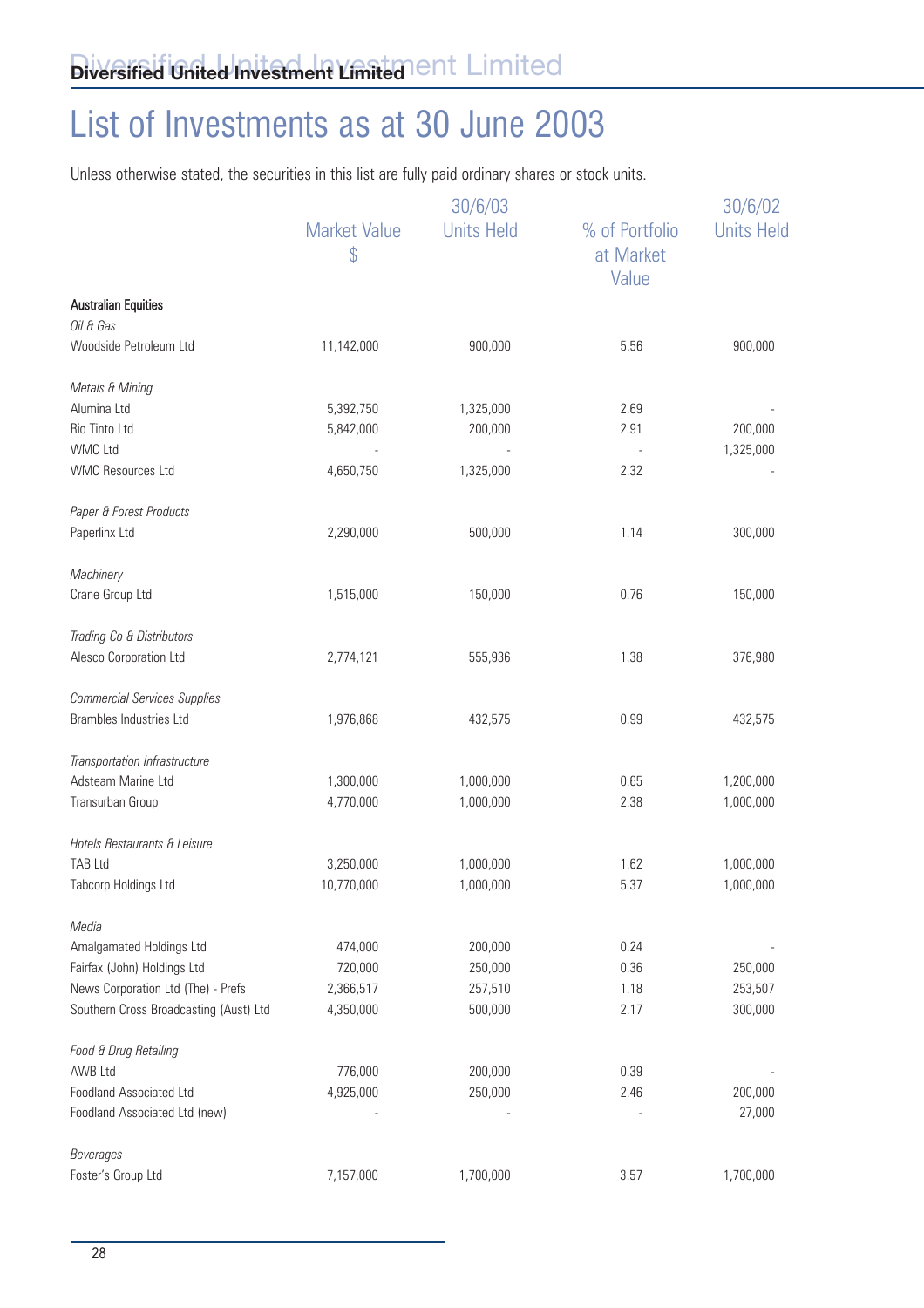# List of Investments as at 30 June 2003

Unless otherwise stated, the securities in this list are fully paid ordinary shares or stock units.

| | Market Value $ | 30/6/03 Units Held | % of Portfolio at Market Value | 30/6/02 Units Held |
|---|---|---|---|---|
| **Australian Equities** | | | | |
| *Oil & Gas* | | | | |
| Woodside Petroleum Ltd | 11,142,000 | 900,000 | 5.56 | 900,000 |
| *Metals & Mining* | | | | |
| Alumina Ltd | 5,392,750 | 1,325,000 | 2.69 | - |
| Rio Tinto Ltd | 5,842,000 | 200,000 | 2.91 | 200,000 |
| WMC Ltd | - | - | - | 1,325,000 |
| WMC Resources Ltd | 4,650,750 | 1,325,000 | 2.32 | - |
| *Paper & Forest Products* | | | | |
| Paperlinx Ltd | 2,290,000 | 500,000 | 1.14 | 300,000 |
| *Machinery* | | | | |
| Crane Group Ltd | 1,515,000 | 150,000 | 0.76 | 150,000 |
| *Trading Co & Distributors* | | | | |
| Alesco Corporation Ltd | 2,774,121 | 555,936 | 1.38 | 376,980 |
| *Commercial Services Supplies* | | | | |
| Brambles Industries Ltd | 1,976,868 | 432,575 | 0.99 | 432,575 |
| *Transportation Infrastructure* | | | | |
| Adsteam Marine Ltd | 1,300,000 | 1,000,000 | 0.65 | 1,200,000 |
| Transurban Group | 4,770,000 | 1,000,000 | 2.38 | 1,000,000 |
| *Hotels Restaurants & Leisure* | | | | |
| TAB Ltd | 3,250,000 | 1,000,000 | 1.62 | 1,000,000 |
| Tabcorp Holdings Ltd | 10,770,000 | 1,000,000 | 5.37 | 1,000,000 |
| *Media* | | | | |
| Amalgamated Holdings Ltd | 474,000 | 200,000 | 0.24 | - |
| Fairfax (John) Holdings Ltd | 720,000 | 250,000 | 0.36 | 250,000 |
| News Corporation Ltd (The) - Prefs | 2,366,517 | 257,510 | 1.18 | 253,507 |
| Southern Cross Broadcasting (Aust) Ltd | 4,350,000 | 500,000 | 2.17 | 300,000 |
| *Food & Drug Retailing* | | | | |
| AWB Ltd | 776,000 | 200,000 | 0.39 | - |
| Foodland Associated Ltd | 4,925,000 | 250,000 | 2.46 | 200,000 |
| Foodland Associated Ltd (new) | - | - | - | 27,000 |
| *Beverages* | | | | |
| Foster's Group Ltd | 7,157,000 | 1,700,000 | 3.57 | 1,700,000 |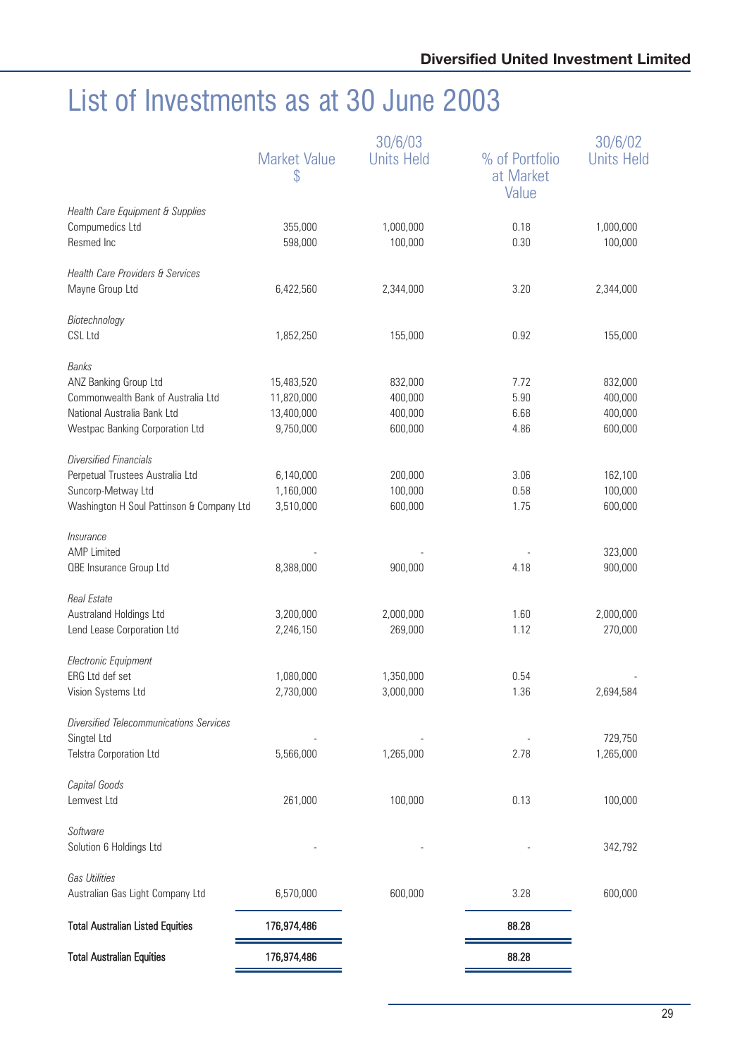# List of Investments as at 30 June 2003

| | Market Value $ | 30/6/03 Units Held | % of Portfolio at Market Value | 30/6/02 Units Held |
|---|---|---|---|---|
| *Health Care Equipment & Supplies* | | | | |
| Compumedics Ltd | 355,000 | 1,000,000 | 0.18 | 1,000,000 |
| Resmed Inc | 598,000 | 100,000 | 0.30 | 100,000 |
| *Health Care Providers & Services* | | | | |
| Mayne Group Ltd | 6,422,560 | 2,344,000 | 3.20 | 2,344,000 |
| *Biotechnology* | | | | |
| CSL Ltd | 1,852,250 | 155,000 | 0.92 | 155,000 |
| *Banks* | | | | |
| ANZ Banking Group Ltd | 15,483,520 | 832,000 | 7.72 | 832,000 |
| Commonwealth Bank of Australia Ltd | 11,820,000 | 400,000 | 5.90 | 400,000 |
| National Australia Bank Ltd | 13,400,000 | 400,000 | 6.68 | 400,000 |
| Westpac Banking Corporation Ltd | 9,750,000 | 600,000 | 4.86 | 600,000 |
| *Diversified Financials* | | | | |
| Perpetual Trustees Australia Ltd | 6,140,000 | 200,000 | 3.06 | 162,100 |
| Suncorp-Metway Ltd | 1,160,000 | 100,000 | 0.58 | 100,000 |
| Washington H Soul Pattinson & Company Ltd | 3,510,000 | 600,000 | 1.75 | 600,000 |
| *Insurance* | | | | |
| AMP Limited | - | - | - | 323,000 |
| QBE Insurance Group Ltd | 8,388,000 | 900,000 | 4.18 | 900,000 |
| *Real Estate* | | | | |
| Australand Holdings Ltd | 3,200,000 | 2,000,000 | 1.60 | 2,000,000 |
| Lend Lease Corporation Ltd | 2,246,150 | 269,000 | 1.12 | 270,000 |
| *Electronic Equipment* | | | | |
| ERG Ltd def set | 1,080,000 | 1,350,000 | 0.54 | - |
| Vision Systems Ltd | 2,730,000 | 3,000,000 | 1.36 | 2,694,584 |
| *Diversified Telecommunications Services* | | | | |
| Singtel Ltd | - | - | - | 729,750 |
| Telstra Corporation Ltd | 5,566,000 | 1,265,000 | 2.78 | 1,265,000 |
| *Capital Goods* | | | | |
| Lemvest Ltd | 261,000 | 100,000 | 0.13 | 100,000 |
| *Software* | | | | |
| Solution 6 Holdings Ltd | - | - | - | 342,792 |
| *Gas Utilities* | | | | |
| Australian Gas Light Company Ltd | 6,570,000 | 600,000 | 3.28 | 600,000 |
| **Total Australian Listed Equities** | **176,974,486** | | **88.28** | |
| **Total Australian Equities** | **176,974,486** | | **88.28** | |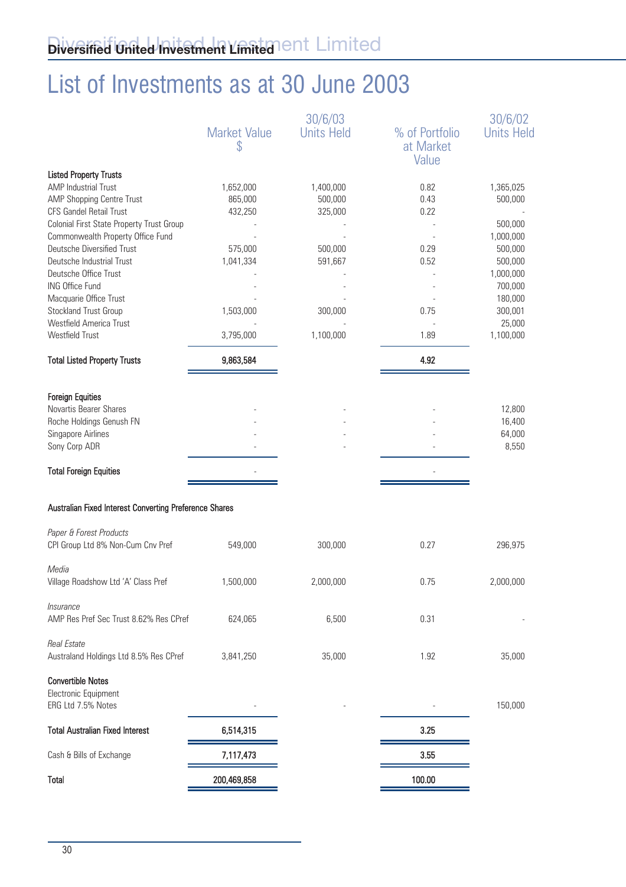# List of Investments as at 30 June 2003

| | Market Value $ | 30/6/03 Units Held | % of Portfolio at Market Value | 30/6/02 Units Held |
|---|---|---|---|---|
| **Listed Property Trusts** | | | | |
| AMP Industrial Trust | 1,652,000 | 1,400,000 | 0.82 | 1,365,025 |
| AMP Shopping Centre Trust | 865,000 | 500,000 | 0.43 | 500,000 |
| CFS Gandel Retail Trust | 432,250 | 325,000 | 0.22 | - |
| Colonial First State Property Trust Group | - | - | - | 500,000 |
| Commonwealth Property Office Fund | - | - | - | 1,000,000 |
| Deutsche Diversified Trust | 575,000 | 500,000 | 0.29 | 500,000 |
| Deutsche Industrial Trust | 1,041,334 | 591,667 | 0.52 | 500,000 |
| Deutsche Office Trust | - | - | - | 1,000,000 |
| ING Office Fund | - | - | - | 700,000 |
| Macquarie Office Trust | - | - | - | 180,000 |
| Stockland Trust Group | 1,503,000 | 300,000 | 0.75 | 300,001 |
| Westfield America Trust | - | - | - | 25,000 |
| Westfield Trust | 3,795,000 | 1,100,000 | 1.89 | 1,100,000 |
| **Total Listed Property Trusts** | **9,863,584** | | **4.92** | |
| **Foreign Equities** | | | | |
| Novartis Bearer Shares | - | - | - | 12,800 |
| Roche Holdings Genush FN | - | - | - | 16,400 |
| Singapore Airlines | - | - | - | 64,000 |
| Sony Corp ADR | - | - | - | 8,550 |
| **Total Foreign Equities** | - | | - | |
| **Australian Fixed Interest Converting Preference Shares** | | | | |
| *Paper & Forest Products* | | | | |
| CPI Group Ltd 8% Non-Cum Cnv Pref | 549,000 | 300,000 | 0.27 | 296,975 |
| *Media* | | | | |
| Village Roadshow Ltd 'A' Class Pref | 1,500,000 | 2,000,000 | 0.75 | 2,000,000 |
| *Insurance* | | | | |
| AMP Res Pref Sec Trust 8.62% Res CPref | 624,065 | 6,500 | 0.31 | - |
| *Real Estate* | | | | |
| Australand Holdings Ltd 8.5% Res CPref | 3,841,250 | 35,000 | 1.92 | 35,000 |
| **Convertible Notes** | | | | |
| Electronic Equipment | | | | |
| ERG Ltd 7.5% Notes | - | - | - | 150,000 |
| **Total Australian Fixed Interest** | **6,514,315** | | **3.25** | |
| Cash & Bills of Exchange | **7,117,473** | | **3.55** | |
| **Total** | **200,469,858** | | **100.00** | |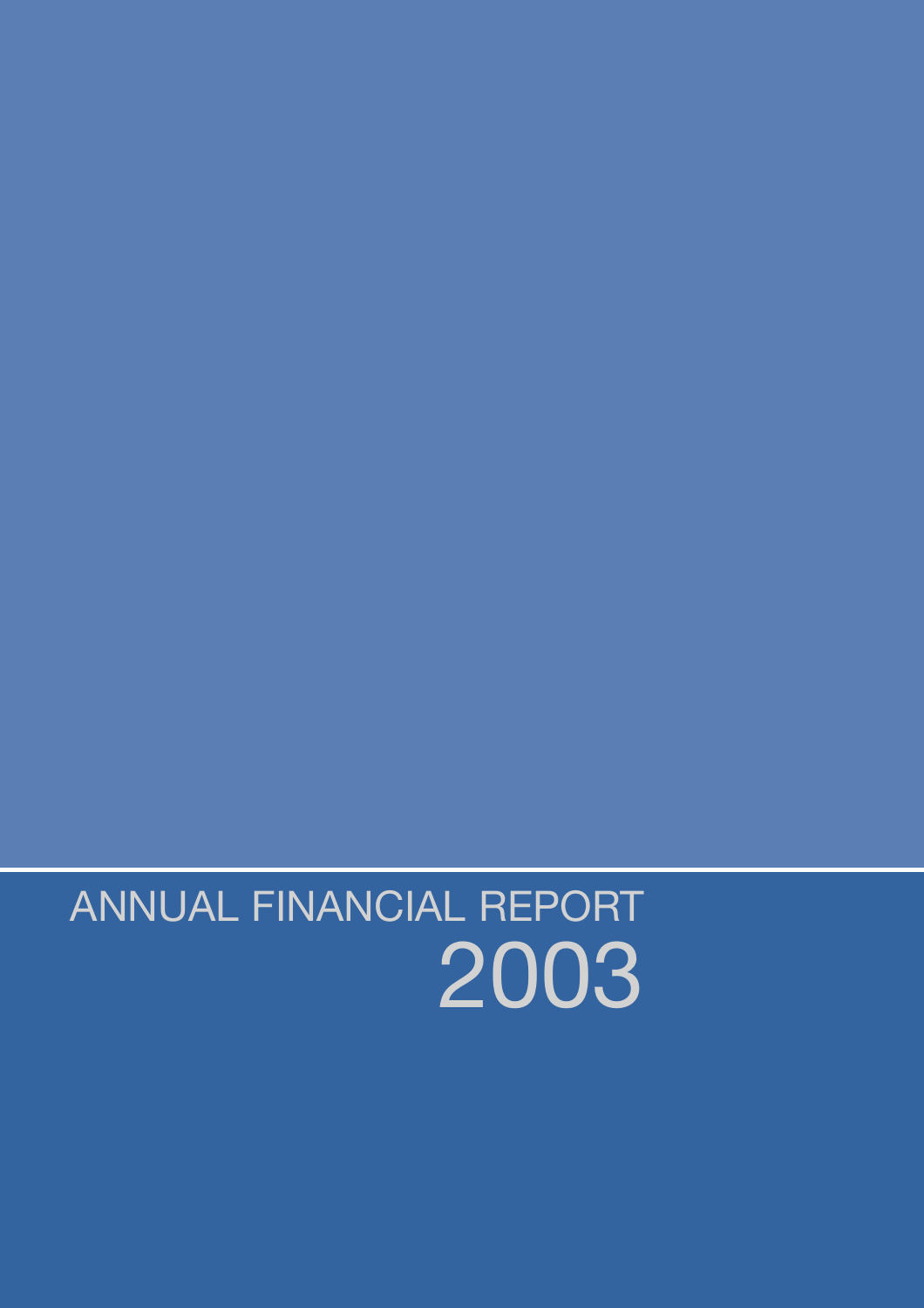ANNUAL FINANCIAL REPORT

2003